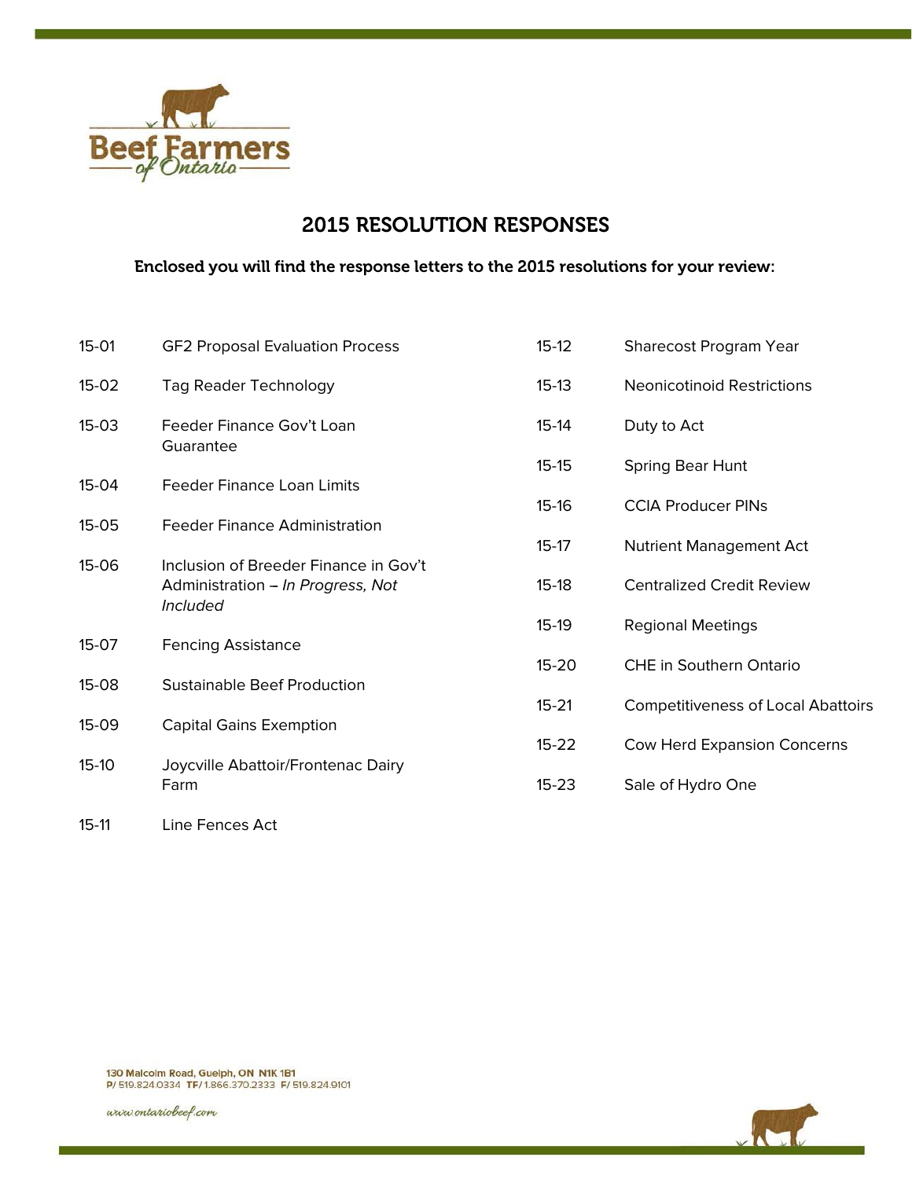Beef Farmers of Ontario

# 2015 RESOLUTION RESPONSES

**Enclosed you will find the response letters to the 2015 resolutions for your review:**

| | |
|---|---|
| 15-01 | GF2 Proposal Evaluation Process |
| 15-02 | Tag Reader Technology |
| 15-03 | Feeder Finance Gov't Loan Guarantee |
| 15-04 | Feeder Finance Loan Limits |
| 15-05 | Feeder Finance Administration |
| 15-06 | Inclusion of Breeder Finance in Gov't Administration – *In Progress, Not Included* |
| 15-07 | Fencing Assistance |
| 15-08 | Sustainable Beef Production |
| 15-09 | Capital Gains Exemption |
| 15-10 | Joycville Abattoir/Frontenac Dairy Farm |
| 15-11 | Line Fences Act |
| 15-12 | Sharecost Program Year |
| 15-13 | Neonicotinoid Restrictions |
| 15-14 | Duty to Act |
| 15-15 | Spring Bear Hunt |
| 15-16 | CCIA Producer PINs |
| 15-17 | Nutrient Management Act |
| 15-18 | Centralized Credit Review |
| 15-19 | Regional Meetings |
| 15-20 | CHE in Southern Ontario |
| 15-21 | Competitiveness of Local Abattoirs |
| 15-22 | Cow Herd Expansion Concerns |
| 15-23 | Sale of Hydro One |

130 Malcolm Road, Guelph, ON N1K 1B1
P/ 519.824.0334 TF/ 1.866.370.2333 F/ 519.824.9101

www.ontariobeef.com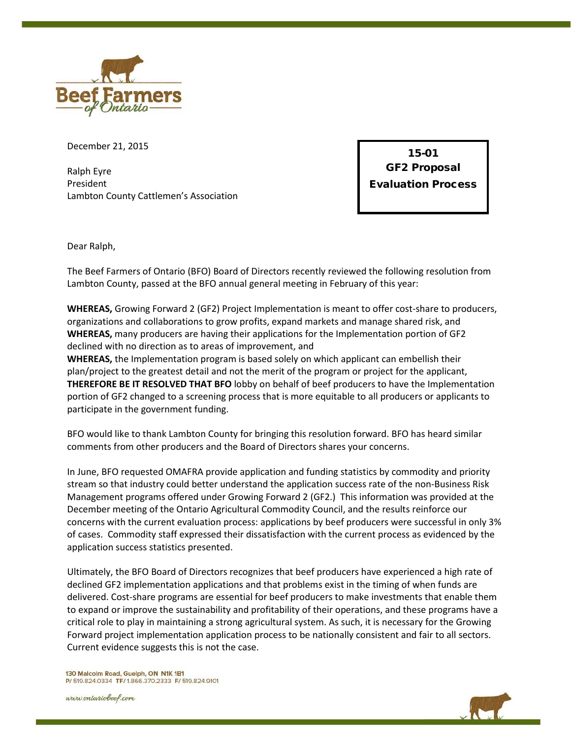December 21, 2015

Ralph Eyre
President
Lambton County Cattlemen's Association

**15-01**
**GF2 Proposal**
**Evaluation Process**

Dear Ralph,

The Beef Farmers of Ontario (BFO) Board of Directors recently reviewed the following resolution from Lambton County, passed at the BFO annual general meeting in February of this year:

**WHEREAS,** Growing Forward 2 (GF2) Project Implementation is meant to offer cost-share to producers, organizations and collaborations to grow profits, expand markets and manage shared risk, and
**WHEREAS,** many producers are having their applications for the Implementation portion of GF2 declined with no direction as to areas of improvement, and
**WHEREAS,** the Implementation program is based solely on which applicant can embellish their plan/project to the greatest detail and not the merit of the program or project for the applicant,
**THEREFORE BE IT RESOLVED THAT BFO** lobby on behalf of beef producers to have the Implementation portion of GF2 changed to a screening process that is more equitable to all producers or applicants to participate in the government funding.

BFO would like to thank Lambton County for bringing this resolution forward. BFO has heard similar comments from other producers and the Board of Directors shares your concerns.

In June, BFO requested OMAFRA provide application and funding statistics by commodity and priority stream so that industry could better understand the application success rate of the non-Business Risk Management programs offered under Growing Forward 2 (GF2.) This information was provided at the December meeting of the Ontario Agricultural Commodity Council, and the results reinforce our concerns with the current evaluation process: applications by beef producers were successful in only 3% of cases. Commodity staff expressed their dissatisfaction with the current process as evidenced by the application success statistics presented.

Ultimately, the BFO Board of Directors recognizes that beef producers have experienced a high rate of declined GF2 implementation applications and that problems exist in the timing of when funds are delivered. Cost-share programs are essential for beef producers to make investments that enable them to expand or improve the sustainability and profitability of their operations, and these programs have a critical role to play in maintaining a strong agricultural system. As such, it is necessary for the Growing Forward project implementation application process to be nationally consistent and fair to all sectors. Current evidence suggests this is not the case.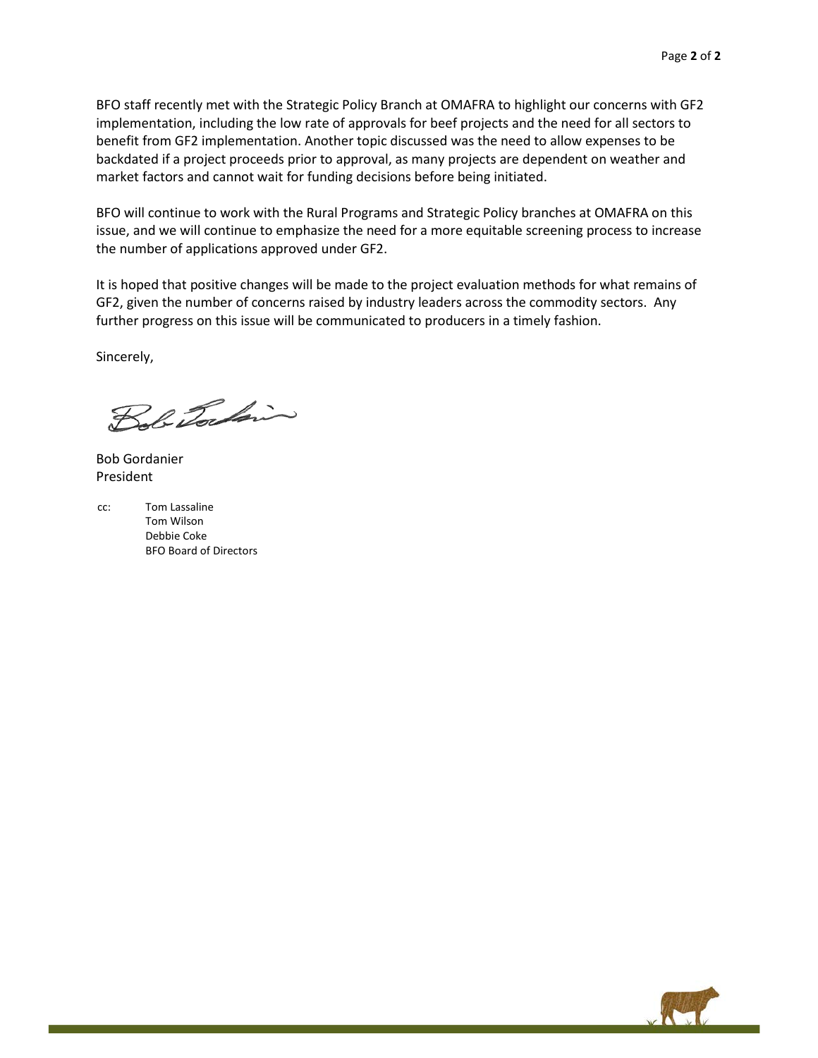BFO staff recently met with the Strategic Policy Branch at OMAFRA to highlight our concerns with GF2 implementation, including the low rate of approvals for beef projects and the need for all sectors to benefit from GF2 implementation. Another topic discussed was the need to allow expenses to be backdated if a project proceeds prior to approval, as many projects are dependent on weather and market factors and cannot wait for funding decisions before being initiated.

BFO will continue to work with the Rural Programs and Strategic Policy branches at OMAFRA on this issue, and we will continue to emphasize the need for a more equitable screening process to increase the number of applications approved under GF2.

It is hoped that positive changes will be made to the project evaluation methods for what remains of GF2, given the number of concerns raised by industry leaders across the commodity sectors. Any further progress on this issue will be communicated to producers in a timely fashion.

Sincerely,

Bob Gordanier
President

cc: Tom Lassaline
Tom Wilson
Debbie Coke
BFO Board of Directors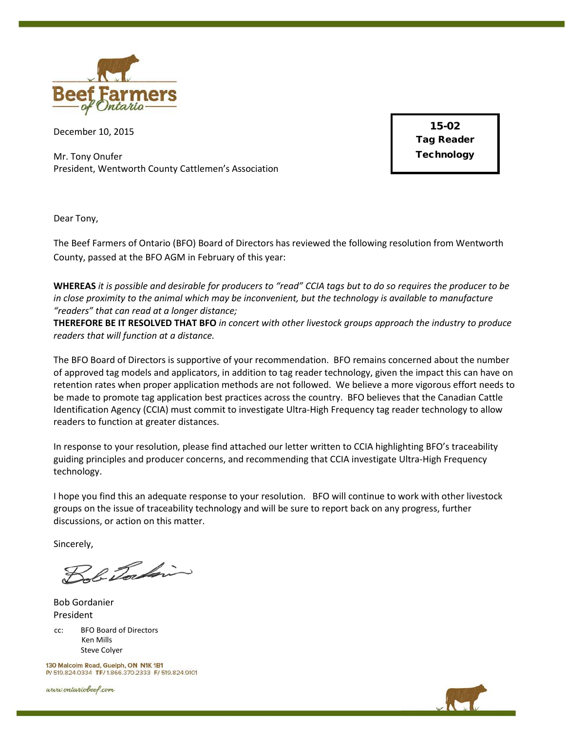Beef Farmers of Ontario

December 10, 2015

**15-02**
**Tag Reader Technology**

Mr. Tony Onufer
President, Wentworth County Cattlemen's Association

Dear Tony,

The Beef Farmers of Ontario (BFO) Board of Directors has reviewed the following resolution from Wentworth County, passed at the BFO AGM in February of this year:

**WHEREAS** *it is possible and desirable for producers to "read" CCIA tags but to do so requires the producer to be in close proximity to the animal which may be inconvenient, but the technology is available to manufacture "readers" that can read at a longer distance;*
**THEREFORE BE IT RESOLVED THAT BFO** *in concert with other livestock groups approach the industry to produce readers that will function at a distance.*

The BFO Board of Directors is supportive of your recommendation. BFO remains concerned about the number of approved tag models and applicators, in addition to tag reader technology, given the impact this can have on retention rates when proper application methods are not followed. We believe a more vigorous effort needs to be made to promote tag application best practices across the country. BFO believes that the Canadian Cattle Identification Agency (CCIA) must commit to investigate Ultra-High Frequency tag reader technology to allow readers to function at greater distances.

In response to your resolution, please find attached our letter written to CCIA highlighting BFO's traceability guiding principles and producer concerns, and recommending that CCIA investigate Ultra-High Frequency technology.

I hope you find this an adequate response to your resolution. BFO will continue to work with other livestock groups on the issue of traceability technology and will be sure to report back on any progress, further discussions, or action on this matter.

Sincerely,

Bob Gordanier
President

cc: BFO Board of Directors
Ken Mills
Steve Colyer

130 Malcolm Road, Guelph, ON N1K 1B1
P/ 519.824.0334 TF/ 1.866.370.2333 F/ 519.824.9101

www.ontariobeef.com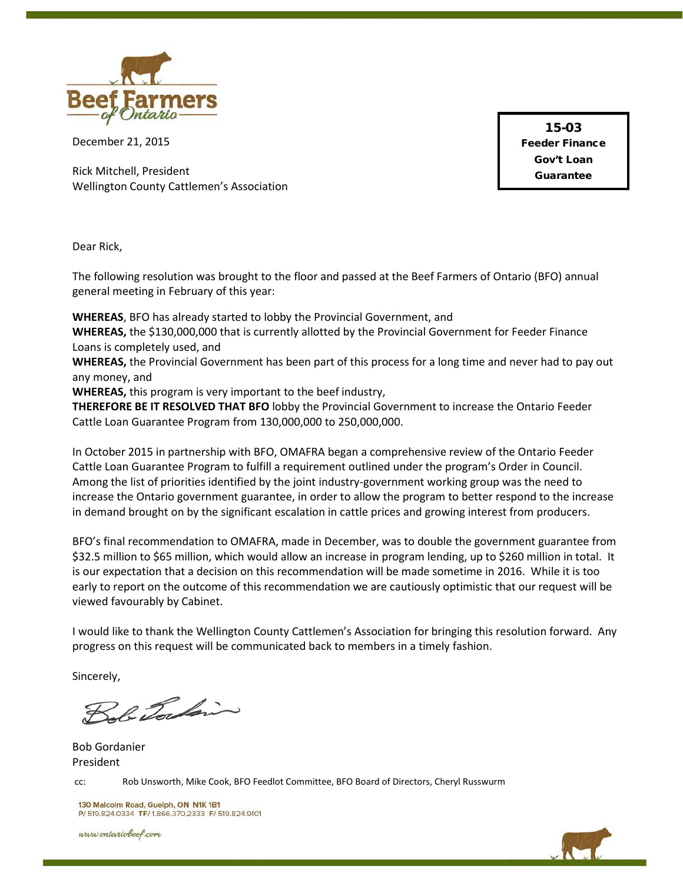Beef Farmers of Ontario

December 21, 2015

**15-03**
**Feeder Finance**
**Gov't Loan**
**Guarantee**

Rick Mitchell, President
Wellington County Cattlemen's Association

Dear Rick,

The following resolution was brought to the floor and passed at the Beef Farmers of Ontario (BFO) annual general meeting in February of this year:

**WHEREAS**, BFO has already started to lobby the Provincial Government, and
**WHEREAS,** the $130,000,000 that is currently allotted by the Provincial Government for Feeder Finance Loans is completely used, and
**WHEREAS,** the Provincial Government has been part of this process for a long time and never had to pay out any money, and
**WHEREAS,** this program is very important to the beef industry,
**THEREFORE BE IT RESOLVED THAT BFO** lobby the Provincial Government to increase the Ontario Feeder Cattle Loan Guarantee Program from 130,000,000 to 250,000,000.

In October 2015 in partnership with BFO, OMAFRA began a comprehensive review of the Ontario Feeder Cattle Loan Guarantee Program to fulfill a requirement outlined under the program's Order in Council. Among the list of priorities identified by the joint industry-government working group was the need to increase the Ontario government guarantee, in order to allow the program to better respond to the increase in demand brought on by the significant escalation in cattle prices and growing interest from producers.

BFO's final recommendation to OMAFRA, made in December, was to double the government guarantee from $32.5 million to $65 million, which would allow an increase in program lending, up to $260 million in total. It is our expectation that a decision on this recommendation will be made sometime in 2016. While it is too early to report on the outcome of this recommendation we are cautiously optimistic that our request will be viewed favourably by Cabinet.

I would like to thank the Wellington County Cattlemen's Association for bringing this resolution forward. Any progress on this request will be communicated back to members in a timely fashion.

Sincerely,

Bob Gordanier
President

cc: Rob Unsworth, Mike Cook, BFO Feedlot Committee, BFO Board of Directors, Cheryl Russwurm

130 Malcolm Road, Guelph, ON N1K 1B1
P/ 519.824.0334 TF/ 1.866.370.2333 F/ 519.824.9101

www.ontariobeef.com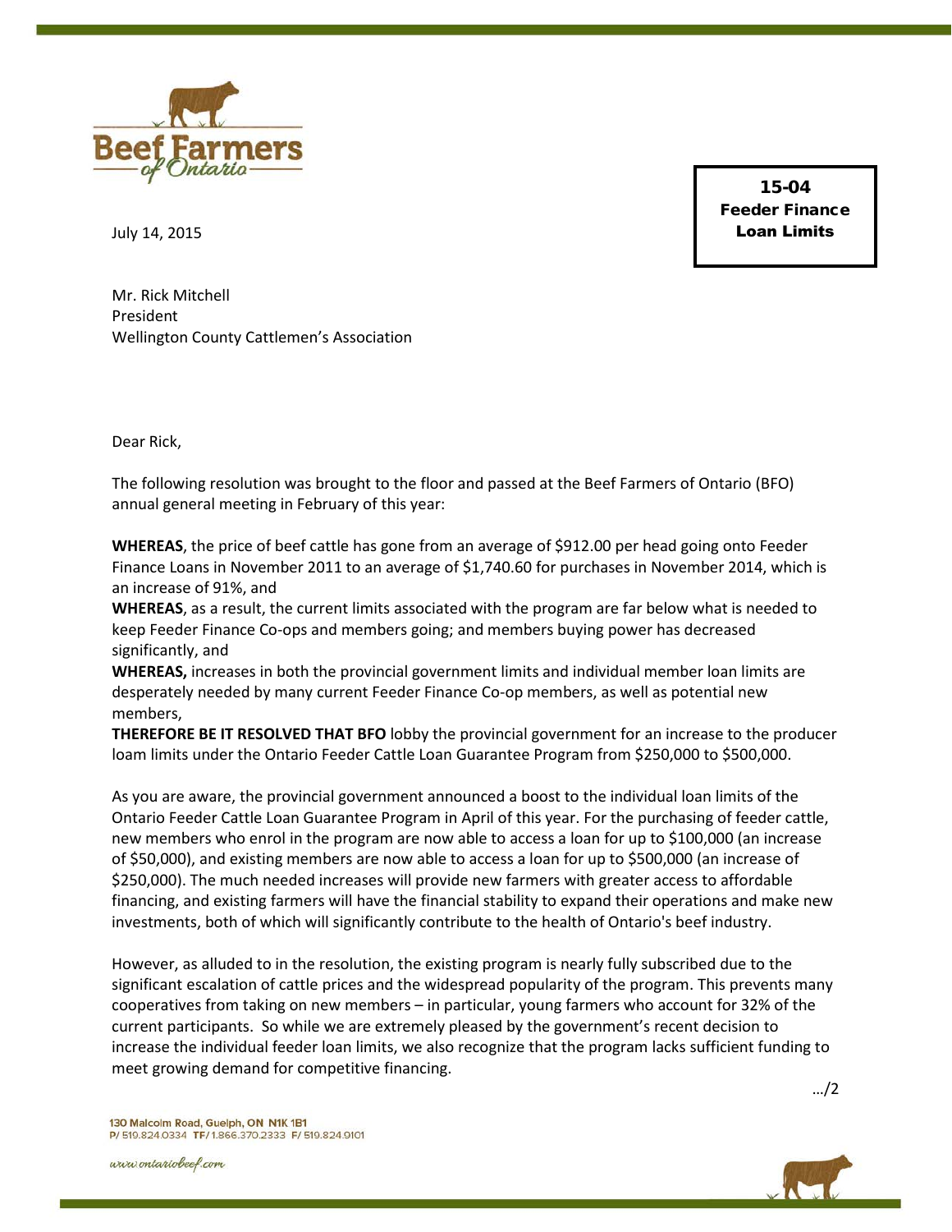**15-04**
**Feeder Finance Loan Limits**

July 14, 2015

Mr. Rick Mitchell
President
Wellington County Cattlemen's Association

Dear Rick,

The following resolution was brought to the floor and passed at the Beef Farmers of Ontario (BFO) annual general meeting in February of this year:

**WHEREAS**, the price of beef cattle has gone from an average of $912.00 per head going onto Feeder Finance Loans in November 2011 to an average of $1,740.60 for purchases in November 2014, which is an increase of 91%, and
**WHEREAS**, as a result, the current limits associated with the program are far below what is needed to keep Feeder Finance Co-ops and members going; and members buying power has decreased significantly, and
**WHEREAS,** increases in both the provincial government limits and individual member loan limits are desperately needed by many current Feeder Finance Co-op members, as well as potential new members,
**THEREFORE BE IT RESOLVED THAT BFO** lobby the provincial government for an increase to the producer loam limits under the Ontario Feeder Cattle Loan Guarantee Program from $250,000 to $500,000.

As you are aware, the provincial government announced a boost to the individual loan limits of the Ontario Feeder Cattle Loan Guarantee Program in April of this year. For the purchasing of feeder cattle, new members who enrol in the program are now able to access a loan for up to $100,000 (an increase of $50,000), and existing members are now able to access a loan for up to $500,000 (an increase of $250,000). The much needed increases will provide new farmers with greater access to affordable financing, and existing farmers will have the financial stability to expand their operations and make new investments, both of which will significantly contribute to the health of Ontario's beef industry.

However, as alluded to in the resolution, the existing program is nearly fully subscribed due to the significant escalation of cattle prices and the widespread popularity of the program. This prevents many cooperatives from taking on new members – in particular, young farmers who account for 32% of the current participants. So while we are extremely pleased by the government's recent decision to increase the individual feeder loan limits, we also recognize that the program lacks sufficient funding to meet growing demand for competitive financing.

…/2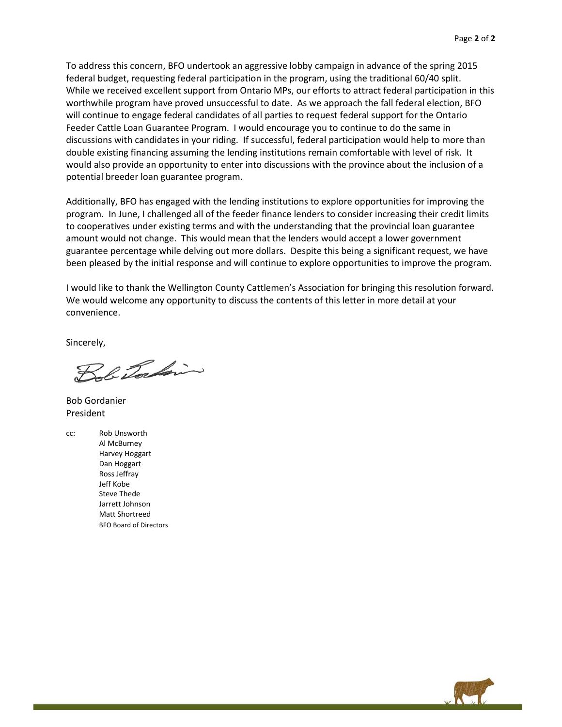To address this concern, BFO undertook an aggressive lobby campaign in advance of the spring 2015 federal budget, requesting federal participation in the program, using the traditional 60/40 split. While we received excellent support from Ontario MPs, our efforts to attract federal participation in this worthwhile program have proved unsuccessful to date. As we approach the fall federal election, BFO will continue to engage federal candidates of all parties to request federal support for the Ontario Feeder Cattle Loan Guarantee Program. I would encourage you to continue to do the same in discussions with candidates in your riding. If successful, federal participation would help to more than double existing financing assuming the lending institutions remain comfortable with level of risk. It would also provide an opportunity to enter into discussions with the province about the inclusion of a potential breeder loan guarantee program.

Additionally, BFO has engaged with the lending institutions to explore opportunities for improving the program. In June, I challenged all of the feeder finance lenders to consider increasing their credit limits to cooperatives under existing terms and with the understanding that the provincial loan guarantee amount would not change. This would mean that the lenders would accept a lower government guarantee percentage while delving out more dollars. Despite this being a significant request, we have been pleased by the initial response and will continue to explore opportunities to improve the program.

I would like to thank the Wellington County Cattlemen's Association for bringing this resolution forward. We would welcome any opportunity to discuss the contents of this letter in more detail at your convenience.

Sincerely,

Bob Gordanier
President

cc: Rob Unsworth
Al McBurney
Harvey Hoggart
Dan Hoggart
Ross Jeffray
Jeff Kobe
Steve Thede
Jarrett Johnson
Matt Shortreed
BFO Board of Directors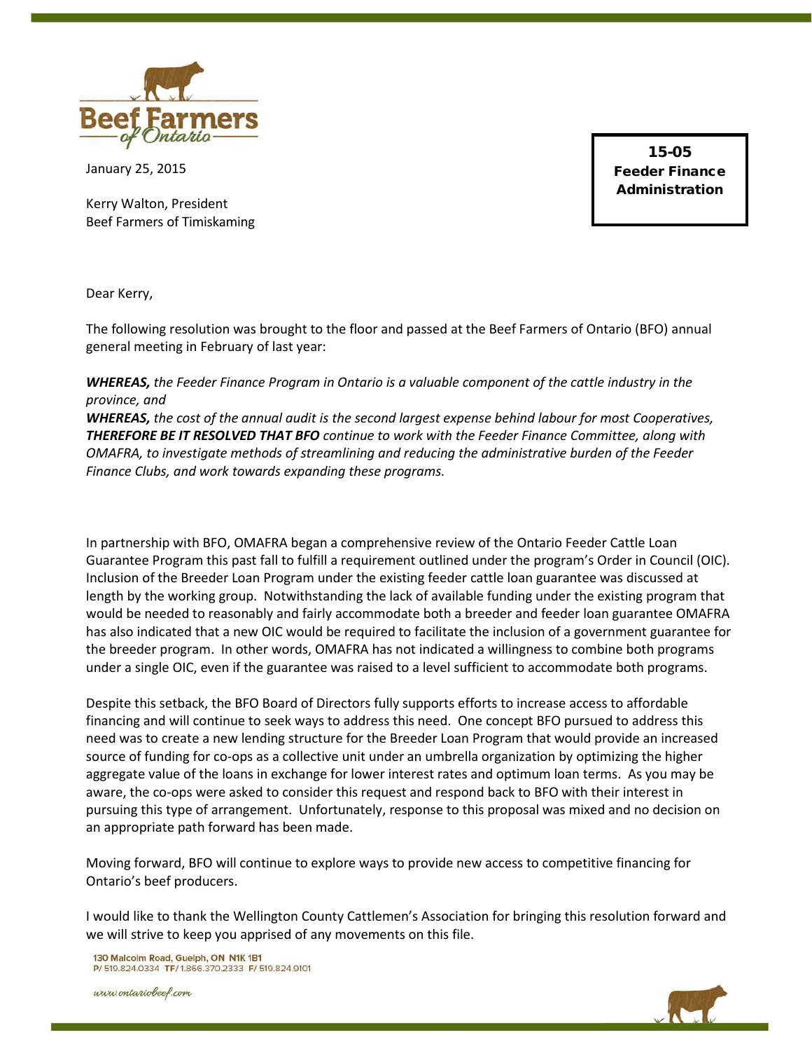Beef Farmers of Ontario

January 25, 2015

Kerry Walton, President
Beef Farmers of Timiskaming

**15-05**
**Feeder Finance Administration**

Dear Kerry,

The following resolution was brought to the floor and passed at the Beef Farmers of Ontario (BFO) annual general meeting in February of last year:

***WHEREAS,*** *the Feeder Finance Program in Ontario is a valuable component of the cattle industry in the province, and*
***WHEREAS,*** *the cost of the annual audit is the second largest expense behind labour for most Cooperatives,*
***THEREFORE BE IT RESOLVED THAT BFO*** *continue to work with the Feeder Finance Committee, along with OMAFRA, to investigate methods of streamlining and reducing the administrative burden of the Feeder Finance Clubs, and work towards expanding these programs.*

In partnership with BFO, OMAFRA began a comprehensive review of the Ontario Feeder Cattle Loan Guarantee Program this past fall to fulfill a requirement outlined under the program's Order in Council (OIC). Inclusion of the Breeder Loan Program under the existing feeder cattle loan guarantee was discussed at length by the working group. Notwithstanding the lack of available funding under the existing program that would be needed to reasonably and fairly accommodate both a breeder and feeder loan guarantee OMAFRA has also indicated that a new OIC would be required to facilitate the inclusion of a government guarantee for the breeder program. In other words, OMAFRA has not indicated a willingness to combine both programs under a single OIC, even if the guarantee was raised to a level sufficient to accommodate both programs.

Despite this setback, the BFO Board of Directors fully supports efforts to increase access to affordable financing and will continue to seek ways to address this need. One concept BFO pursued to address this need was to create a new lending structure for the Breeder Loan Program that would provide an increased source of funding for co-ops as a collective unit under an umbrella organization by optimizing the higher aggregate value of the loans in exchange for lower interest rates and optimum loan terms. As you may be aware, the co-ops were asked to consider this request and respond back to BFO with their interest in pursuing this type of arrangement. Unfortunately, response to this proposal was mixed and no decision on an appropriate path forward has been made.

Moving forward, BFO will continue to explore ways to provide new access to competitive financing for Ontario's beef producers.

I would like to thank the Wellington County Cattlemen's Association for bringing this resolution forward and we will strive to keep you apprised of any movements on this file.

130 Malcolm Road, Guelph, ON N1K 1B1
P/ 519.824.0334 TF/ 1.866.370.2333 F/ 519.824.9101

www.ontariobeef.com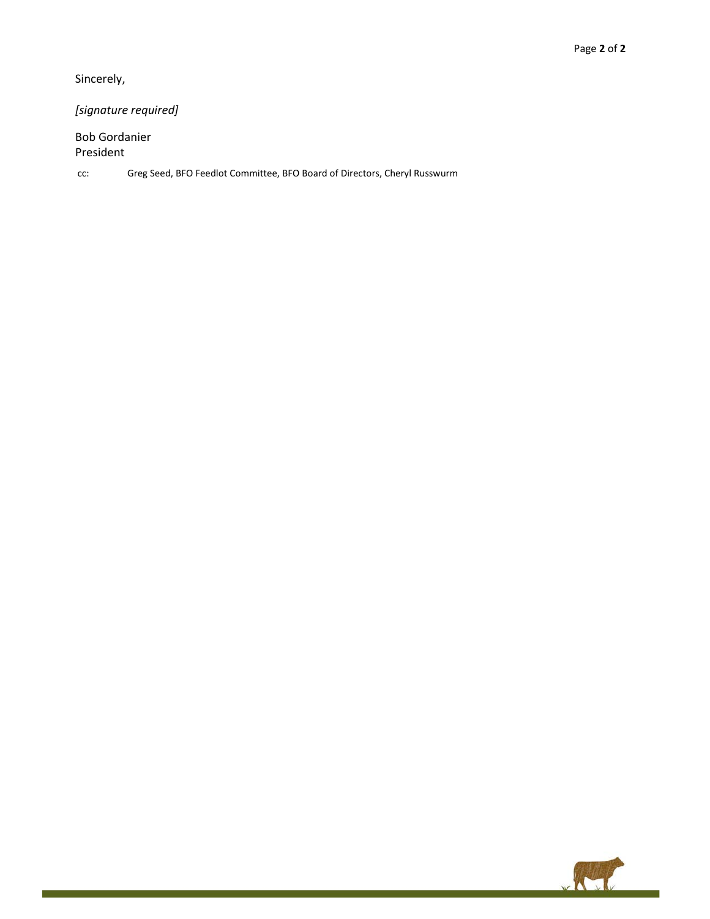Sincerely,

*[signature required]*

Bob Gordanier
President

cc: Greg Seed, BFO Feedlot Committee, BFO Board of Directors, Cheryl Russwurm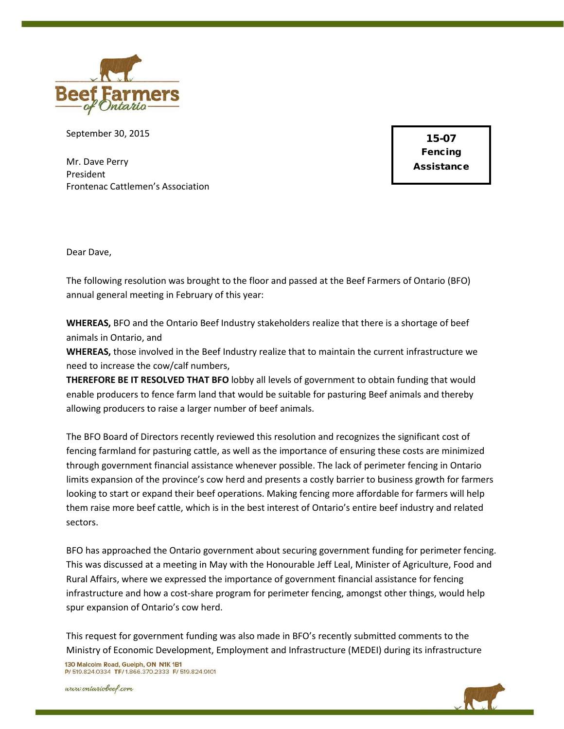September 30, 2015

**15-07**
**Fencing Assistance**

Mr. Dave Perry
President
Frontenac Cattlemen's Association

Dear Dave,

The following resolution was brought to the floor and passed at the Beef Farmers of Ontario (BFO) annual general meeting in February of this year:

**WHEREAS,** BFO and the Ontario Beef Industry stakeholders realize that there is a shortage of beef animals in Ontario, and
**WHEREAS,** those involved in the Beef Industry realize that to maintain the current infrastructure we need to increase the cow/calf numbers,
**THEREFORE BE IT RESOLVED THAT BFO** lobby all levels of government to obtain funding that would enable producers to fence farm land that would be suitable for pasturing Beef animals and thereby allowing producers to raise a larger number of beef animals.

The BFO Board of Directors recently reviewed this resolution and recognizes the significant cost of fencing farmland for pasturing cattle, as well as the importance of ensuring these costs are minimized through government financial assistance whenever possible. The lack of perimeter fencing in Ontario limits expansion of the province's cow herd and presents a costly barrier to business growth for farmers looking to start or expand their beef operations. Making fencing more affordable for farmers will help them raise more beef cattle, which is in the best interest of Ontario's entire beef industry and related sectors.

BFO has approached the Ontario government about securing government funding for perimeter fencing. This was discussed at a meeting in May with the Honourable Jeff Leal, Minister of Agriculture, Food and Rural Affairs, where we expressed the importance of government financial assistance for fencing infrastructure and how a cost-share program for perimeter fencing, amongst other things, would help spur expansion of Ontario's cow herd.

This request for government funding was also made in BFO's recently submitted comments to the Ministry of Economic Development, Employment and Infrastructure (MEDEI) during its infrastructure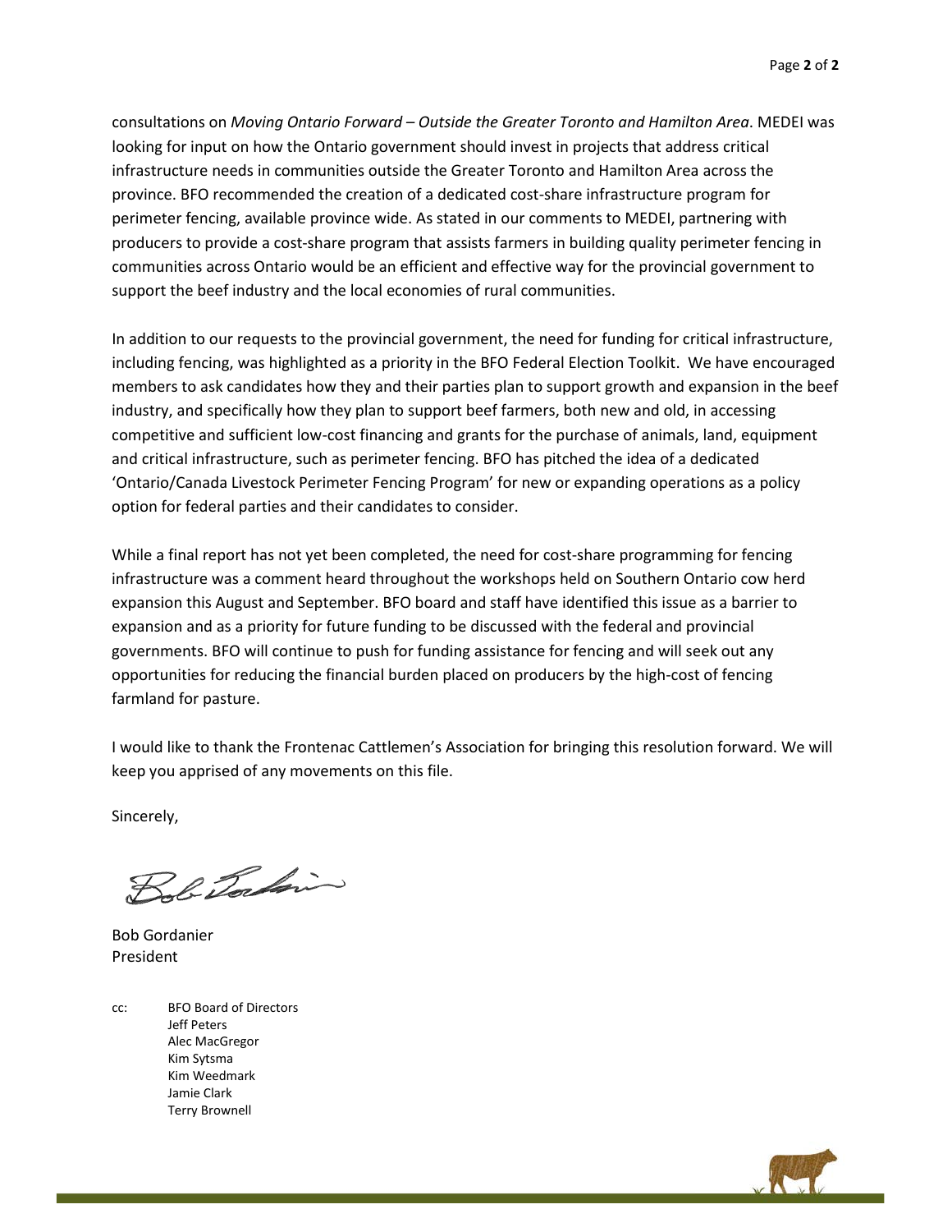consultations on *Moving Ontario Forward – Outside the Greater Toronto and Hamilton Area*. MEDEI was looking for input on how the Ontario government should invest in projects that address critical infrastructure needs in communities outside the Greater Toronto and Hamilton Area across the province. BFO recommended the creation of a dedicated cost-share infrastructure program for perimeter fencing, available province wide. As stated in our comments to MEDEI, partnering with producers to provide a cost-share program that assists farmers in building quality perimeter fencing in communities across Ontario would be an efficient and effective way for the provincial government to support the beef industry and the local economies of rural communities.

In addition to our requests to the provincial government, the need for funding for critical infrastructure, including fencing, was highlighted as a priority in the BFO Federal Election Toolkit. We have encouraged members to ask candidates how they and their parties plan to support growth and expansion in the beef industry, and specifically how they plan to support beef farmers, both new and old, in accessing competitive and sufficient low-cost financing and grants for the purchase of animals, land, equipment and critical infrastructure, such as perimeter fencing. BFO has pitched the idea of a dedicated 'Ontario/Canada Livestock Perimeter Fencing Program' for new or expanding operations as a policy option for federal parties and their candidates to consider.

While a final report has not yet been completed, the need for cost-share programming for fencing infrastructure was a comment heard throughout the workshops held on Southern Ontario cow herd expansion this August and September. BFO board and staff have identified this issue as a barrier to expansion and as a priority for future funding to be discussed with the federal and provincial governments. BFO will continue to push for funding assistance for fencing and will seek out any opportunities for reducing the financial burden placed on producers by the high-cost of fencing farmland for pasture.

I would like to thank the Frontenac Cattlemen's Association for bringing this resolution forward. We will keep you apprised of any movements on this file.

Sincerely,

Bob Gordanier
President

cc: BFO Board of Directors
Jeff Peters
Alec MacGregor
Kim Sytsma
Kim Weedmark
Jamie Clark
Terry Brownell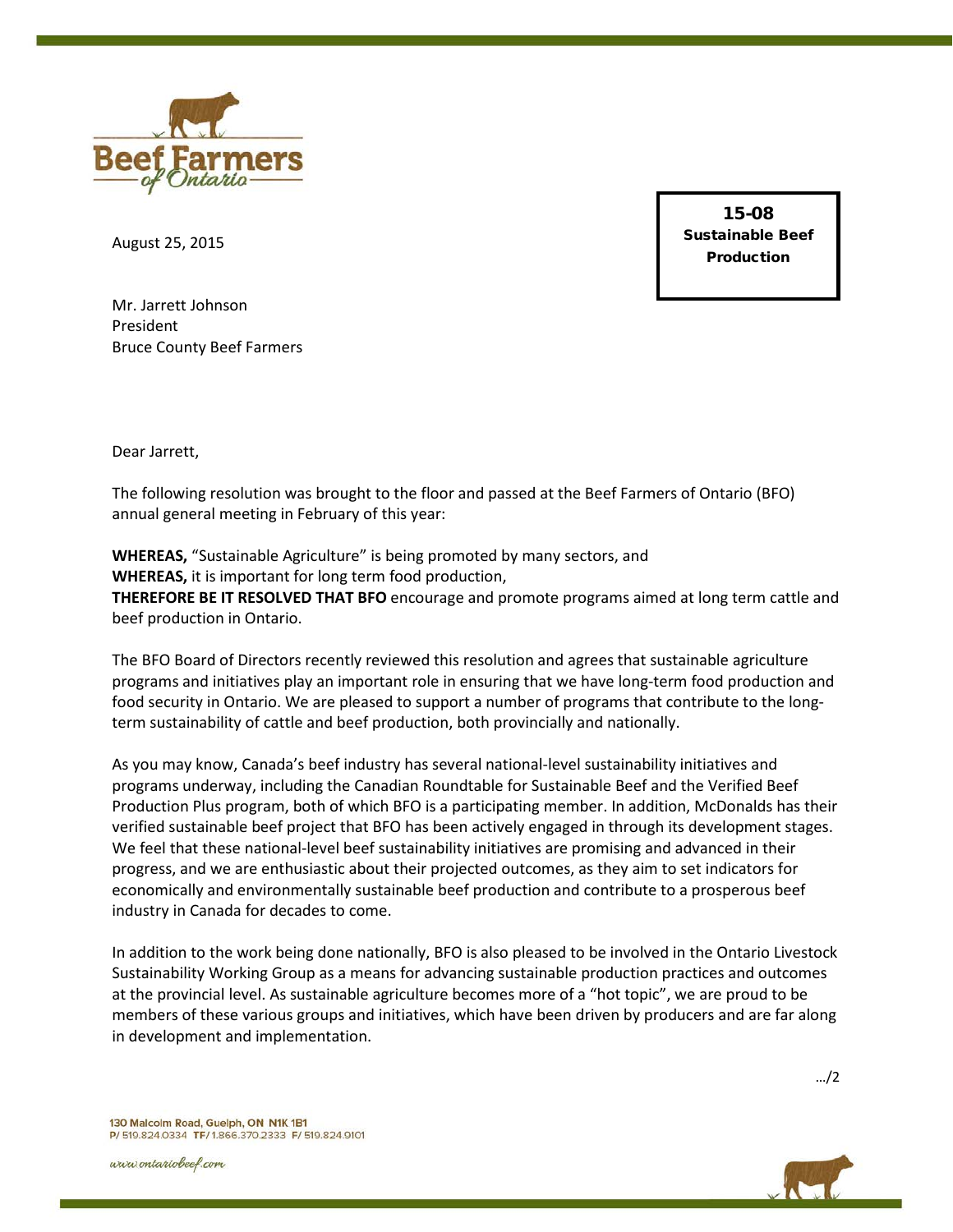August 25, 2015

**15-08**
**Sustainable Beef Production**

Mr. Jarrett Johnson
President
Bruce County Beef Farmers

Dear Jarrett,

The following resolution was brought to the floor and passed at the Beef Farmers of Ontario (BFO) annual general meeting in February of this year:

**WHEREAS,** "Sustainable Agriculture" is being promoted by many sectors, and
**WHEREAS,** it is important for long term food production,
**THEREFORE BE IT RESOLVED THAT BFO** encourage and promote programs aimed at long term cattle and beef production in Ontario.

The BFO Board of Directors recently reviewed this resolution and agrees that sustainable agriculture programs and initiatives play an important role in ensuring that we have long-term food production and food security in Ontario. We are pleased to support a number of programs that contribute to the long-term sustainability of cattle and beef production, both provincially and nationally.

As you may know, Canada's beef industry has several national-level sustainability initiatives and programs underway, including the Canadian Roundtable for Sustainable Beef and the Verified Beef Production Plus program, both of which BFO is a participating member. In addition, McDonalds has their verified sustainable beef project that BFO has been actively engaged in through its development stages. We feel that these national-level beef sustainability initiatives are promising and advanced in their progress, and we are enthusiastic about their projected outcomes, as they aim to set indicators for economically and environmentally sustainable beef production and contribute to a prosperous beef industry in Canada for decades to come.

In addition to the work being done nationally, BFO is also pleased to be involved in the Ontario Livestock Sustainability Working Group as a means for advancing sustainable production practices and outcomes at the provincial level. As sustainable agriculture becomes more of a "hot topic", we are proud to be members of these various groups and initiatives, which have been driven by producers and are far along in development and implementation.

…/2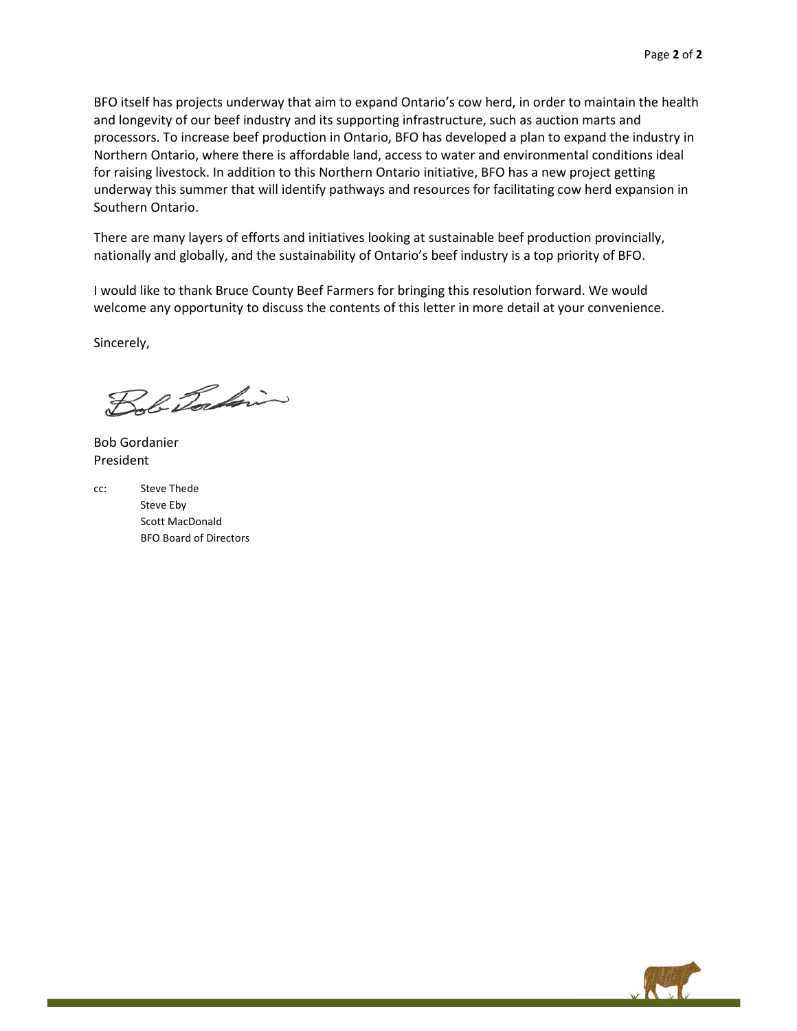BFO itself has projects underway that aim to expand Ontario's cow herd, in order to maintain the health and longevity of our beef industry and its supporting infrastructure, such as auction marts and processors. To increase beef production in Ontario, BFO has developed a plan to expand the industry in Northern Ontario, where there is affordable land, access to water and environmental conditions ideal for raising livestock. In addition to this Northern Ontario initiative, BFO has a new project getting underway this summer that will identify pathways and resources for facilitating cow herd expansion in Southern Ontario.

There are many layers of efforts and initiatives looking at sustainable beef production provincially, nationally and globally, and the sustainability of Ontario's beef industry is a top priority of BFO.

I would like to thank Bruce County Beef Farmers for bringing this resolution forward. We would welcome any opportunity to discuss the contents of this letter in more detail at your convenience.

Sincerely,

Bob Gordanier
President

cc: Steve Thede
Steve Eby
Scott MacDonald
BFO Board of Directors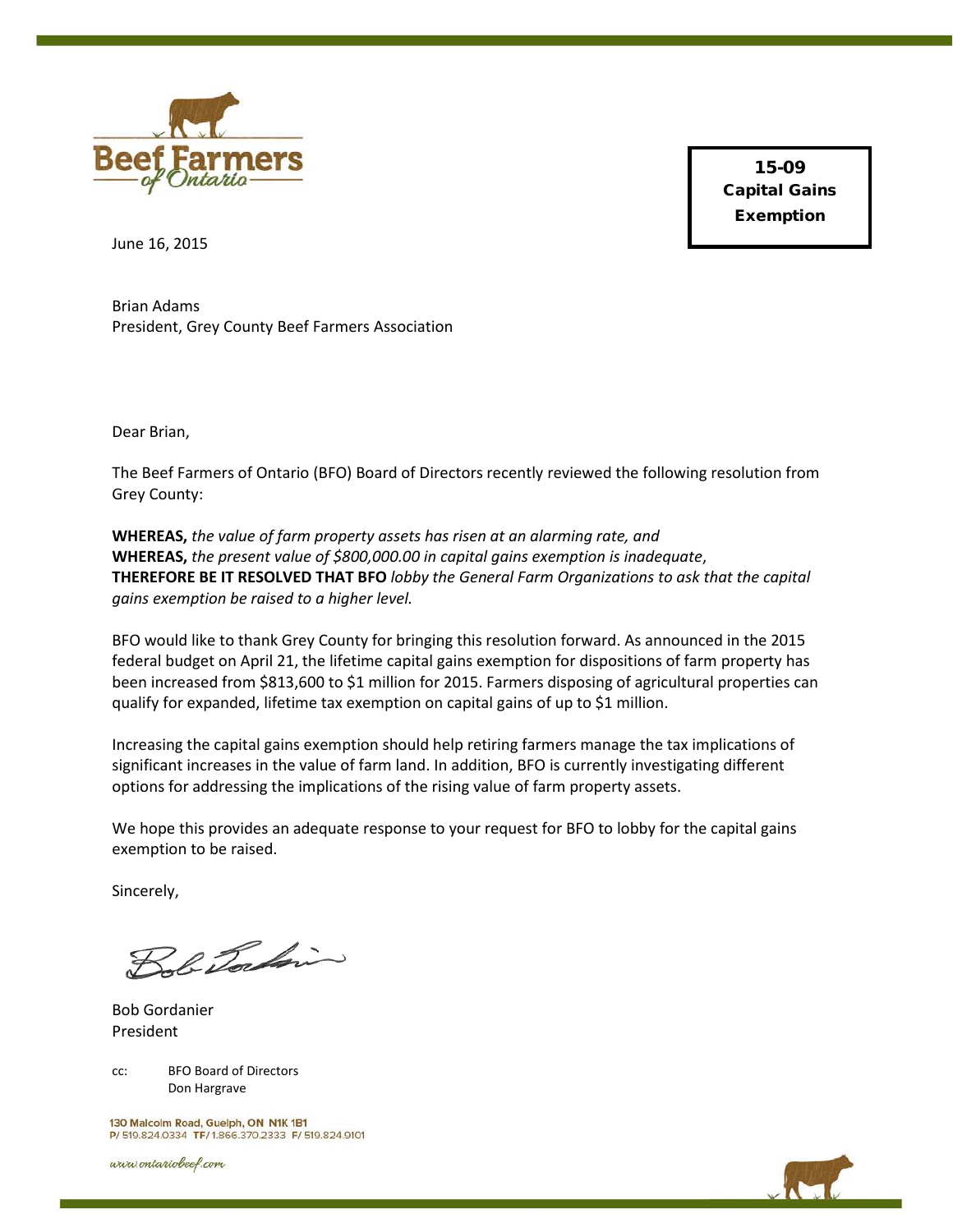Beef Farmers of Ontario

**15-09**
**Capital Gains Exemption**

June 16, 2015

Brian Adams
President, Grey County Beef Farmers Association

Dear Brian,

The Beef Farmers of Ontario (BFO) Board of Directors recently reviewed the following resolution from Grey County:

**WHEREAS,** *the value of farm property assets has risen at an alarming rate, and*
**WHEREAS,** *the present value of $800,000.00 in capital gains exemption is inadequate*,
**THEREFORE BE IT RESOLVED THAT BFO** *lobby the General Farm Organizations to ask that the capital gains exemption be raised to a higher level.*

BFO would like to thank Grey County for bringing this resolution forward. As announced in the 2015 federal budget on April 21, the lifetime capital gains exemption for dispositions of farm property has been increased from $813,600 to $1 million for 2015. Farmers disposing of agricultural properties can qualify for expanded, lifetime tax exemption on capital gains of up to $1 million.

Increasing the capital gains exemption should help retiring farmers manage the tax implications of significant increases in the value of farm land. In addition, BFO is currently investigating different options for addressing the implications of the rising value of farm property assets.

We hope this provides an adequate response to your request for BFO to lobby for the capital gains exemption to be raised.

Sincerely,

Bob Gordanier
President

cc: BFO Board of Directors
Don Hargrave

130 Malcolm Road, Guelph, ON N1K 1B1
P/ 519.824.0334 TF/ 1.866.370.2333 F/ 519.824.9101

www.ontariobeef.com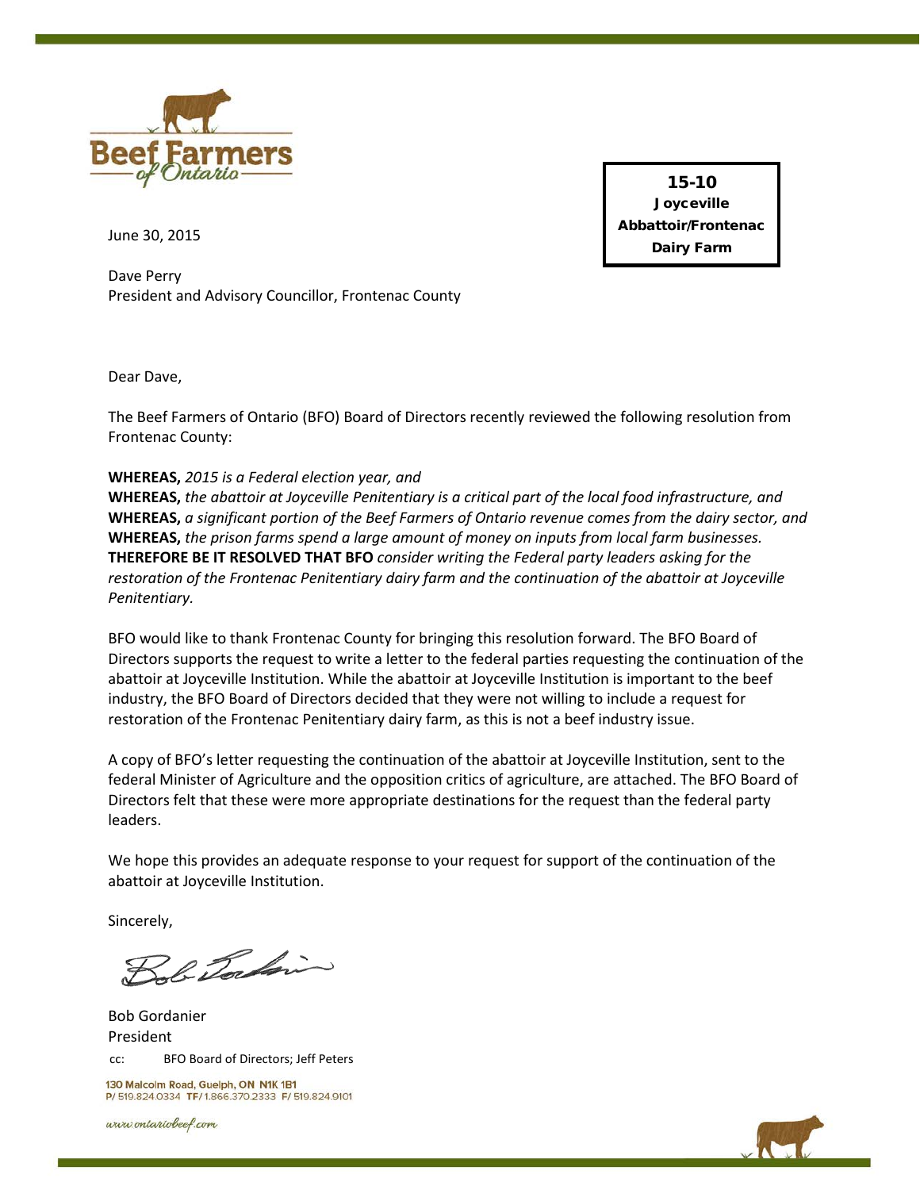Beef Farmers of Ontario

**15-10**
**Joyceville Abbattoir/Frontenac Dairy Farm**

June 30, 2015

Dave Perry
President and Advisory Councillor, Frontenac County

Dear Dave,

The Beef Farmers of Ontario (BFO) Board of Directors recently reviewed the following resolution from Frontenac County:

**WHEREAS,** *2015 is a Federal election year, and*
**WHEREAS,** *the abattoir at Joyceville Penitentiary is a critical part of the local food infrastructure, and*
**WHEREAS,** *a significant portion of the Beef Farmers of Ontario revenue comes from the dairy sector, and*
**WHEREAS,** *the prison farms spend a large amount of money on inputs from local farm businesses.*
**THEREFORE BE IT RESOLVED THAT BFO** *consider writing the Federal party leaders asking for the restoration of the Frontenac Penitentiary dairy farm and the continuation of the abattoir at Joyceville Penitentiary.*

BFO would like to thank Frontenac County for bringing this resolution forward. The BFO Board of Directors supports the request to write a letter to the federal parties requesting the continuation of the abattoir at Joyceville Institution. While the abattoir at Joyceville Institution is important to the beef industry, the BFO Board of Directors decided that they were not willing to include a request for restoration of the Frontenac Penitentiary dairy farm, as this is not a beef industry issue.

A copy of BFO's letter requesting the continuation of the abattoir at Joyceville Institution, sent to the federal Minister of Agriculture and the opposition critics of agriculture, are attached. The BFO Board of Directors felt that these were more appropriate destinations for the request than the federal party leaders.

We hope this provides an adequate response to your request for support of the continuation of the abattoir at Joyceville Institution.

Sincerely,

Bob Gordanier
President

cc: BFO Board of Directors; Jeff Peters

130 Malcolm Road, Guelph, ON N1K 1B1
P/ 519.824.0334 TF/ 1.866.370.2333 F/ 519.824.9101

www.ontariobeef.com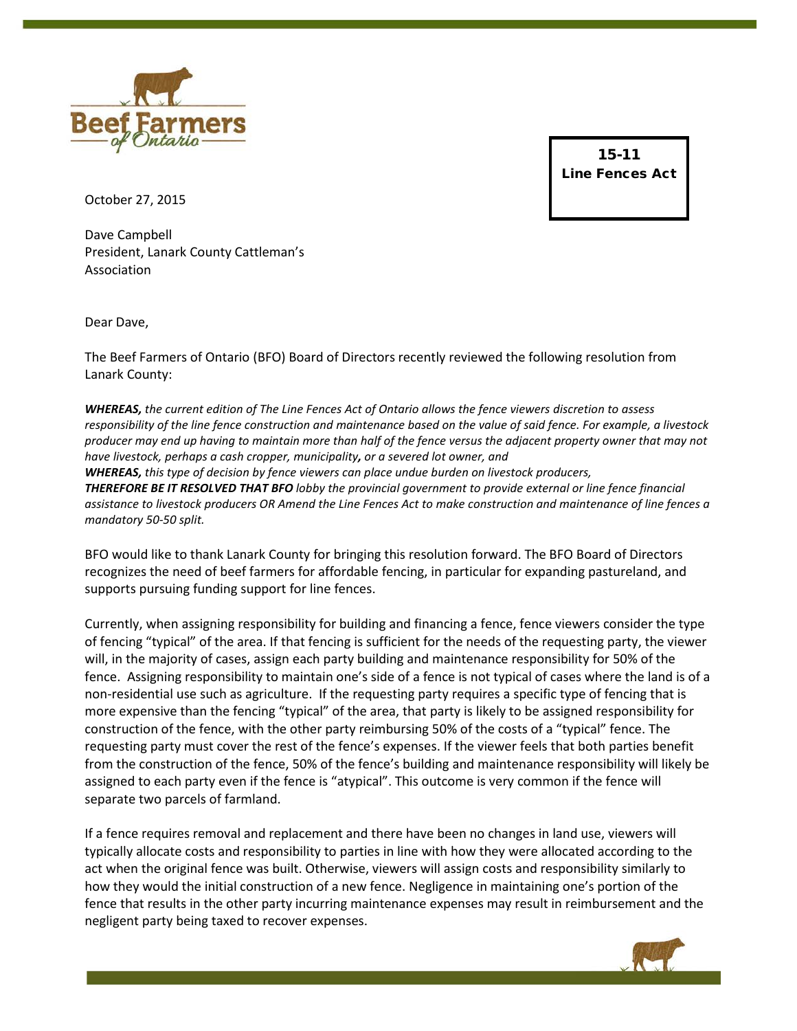**15-11**
**Line Fences Act**

October 27, 2015

Dave Campbell
President, Lanark County Cattleman's Association

Dear Dave,

The Beef Farmers of Ontario (BFO) Board of Directors recently reviewed the following resolution from Lanark County:

***WHEREAS,*** *the current edition of The Line Fences Act of Ontario allows the fence viewers discretion to assess responsibility of the line fence construction and maintenance based on the value of said fence. For example, a livestock producer may end up having to maintain more than half of the fence versus the adjacent property owner that may not have livestock, perhaps a cash cropper, municipality, or a severed lot owner, and*
***WHEREAS,*** *this type of decision by fence viewers can place undue burden on livestock producers,*
***THEREFORE BE IT RESOLVED THAT BFO*** *lobby the provincial government to provide external or line fence financial assistance to livestock producers OR Amend the Line Fences Act to make construction and maintenance of line fences a mandatory 50-50 split.*

BFO would like to thank Lanark County for bringing this resolution forward. The BFO Board of Directors recognizes the need of beef farmers for affordable fencing, in particular for expanding pastureland, and supports pursuing funding support for line fences.

Currently, when assigning responsibility for building and financing a fence, fence viewers consider the type of fencing "typical" of the area. If that fencing is sufficient for the needs of the requesting party, the viewer will, in the majority of cases, assign each party building and maintenance responsibility for 50% of the fence. Assigning responsibility to maintain one's side of a fence is not typical of cases where the land is of a non-residential use such as agriculture. If the requesting party requires a specific type of fencing that is more expensive than the fencing "typical" of the area, that party is likely to be assigned responsibility for construction of the fence, with the other party reimbursing 50% of the costs of a "typical" fence. The requesting party must cover the rest of the fence's expenses. If the viewer feels that both parties benefit from the construction of the fence, 50% of the fence's building and maintenance responsibility will likely be assigned to each party even if the fence is "atypical". This outcome is very common if the fence will separate two parcels of farmland.

If a fence requires removal and replacement and there have been no changes in land use, viewers will typically allocate costs and responsibility to parties in line with how they were allocated according to the act when the original fence was built. Otherwise, viewers will assign costs and responsibility similarly to how they would the initial construction of a new fence. Negligence in maintaining one's portion of the fence that results in the other party incurring maintenance expenses may result in reimbursement and the negligent party being taxed to recover expenses.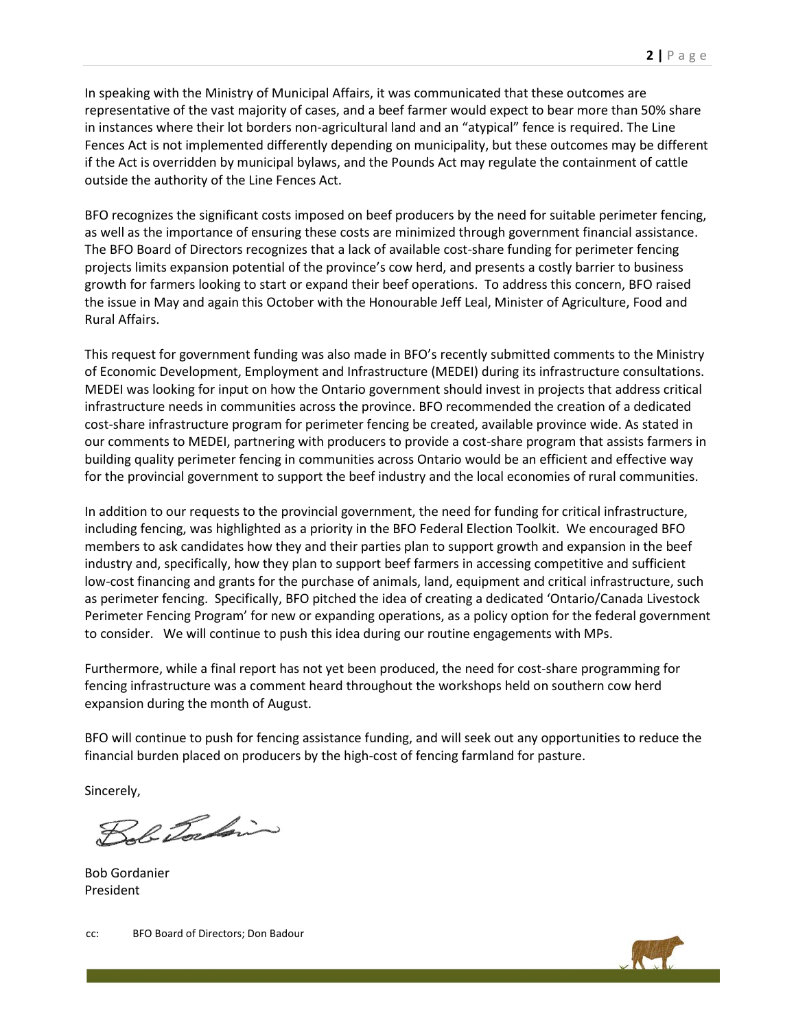In speaking with the Ministry of Municipal Affairs, it was communicated that these outcomes are representative of the vast majority of cases, and a beef farmer would expect to bear more than 50% share in instances where their lot borders non-agricultural land and an "atypical" fence is required. The Line Fences Act is not implemented differently depending on municipality, but these outcomes may be different if the Act is overridden by municipal bylaws, and the Pounds Act may regulate the containment of cattle outside the authority of the Line Fences Act.

BFO recognizes the significant costs imposed on beef producers by the need for suitable perimeter fencing, as well as the importance of ensuring these costs are minimized through government financial assistance. The BFO Board of Directors recognizes that a lack of available cost-share funding for perimeter fencing projects limits expansion potential of the province's cow herd, and presents a costly barrier to business growth for farmers looking to start or expand their beef operations. To address this concern, BFO raised the issue in May and again this October with the Honourable Jeff Leal, Minister of Agriculture, Food and Rural Affairs.

This request for government funding was also made in BFO's recently submitted comments to the Ministry of Economic Development, Employment and Infrastructure (MEDEI) during its infrastructure consultations. MEDEI was looking for input on how the Ontario government should invest in projects that address critical infrastructure needs in communities across the province. BFO recommended the creation of a dedicated cost-share infrastructure program for perimeter fencing be created, available province wide. As stated in our comments to MEDEI, partnering with producers to provide a cost-share program that assists farmers in building quality perimeter fencing in communities across Ontario would be an efficient and effective way for the provincial government to support the beef industry and the local economies of rural communities.

In addition to our requests to the provincial government, the need for funding for critical infrastructure, including fencing, was highlighted as a priority in the BFO Federal Election Toolkit. We encouraged BFO members to ask candidates how they and their parties plan to support growth and expansion in the beef industry and, specifically, how they plan to support beef farmers in accessing competitive and sufficient low-cost financing and grants for the purchase of animals, land, equipment and critical infrastructure, such as perimeter fencing. Specifically, BFO pitched the idea of creating a dedicated 'Ontario/Canada Livestock Perimeter Fencing Program' for new or expanding operations, as a policy option for the federal government to consider. We will continue to push this idea during our routine engagements with MPs.

Furthermore, while a final report has not yet been produced, the need for cost-share programming for fencing infrastructure was a comment heard throughout the workshops held on southern cow herd expansion during the month of August.

BFO will continue to push for fencing assistance funding, and will seek out any opportunities to reduce the financial burden placed on producers by the high-cost of fencing farmland for pasture.

Sincerely,

Bob Gordanier
President

cc: BFO Board of Directors; Don Badour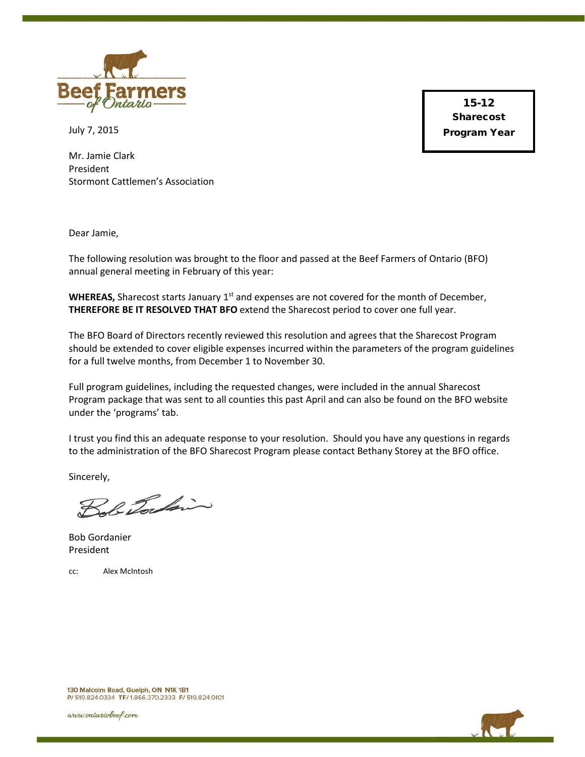**15-12**
**Sharecost**
**Program Year**

July 7, 2015

Mr. Jamie Clark
President
Stormont Cattlemen's Association

Dear Jamie,

The following resolution was brought to the floor and passed at the Beef Farmers of Ontario (BFO) annual general meeting in February of this year:

**WHEREAS,** Sharecost starts January 1st and expenses are not covered for the month of December, **THEREFORE BE IT RESOLVED THAT BFO** extend the Sharecost period to cover one full year.

The BFO Board of Directors recently reviewed this resolution and agrees that the Sharecost Program should be extended to cover eligible expenses incurred within the parameters of the program guidelines for a full twelve months, from December 1 to November 30.

Full program guidelines, including the requested changes, were included in the annual Sharecost Program package that was sent to all counties this past April and can also be found on the BFO website under the 'programs' tab.

I trust you find this an adequate response to your resolution. Should you have any questions in regards to the administration of the BFO Sharecost Program please contact Bethany Storey at the BFO office.

Sincerely,

Bob Gordanier
President

cc: Alex McIntosh

130 Malcolm Road, Guelph, ON N1K 1B1
P/ 519.824.0334 TF/ 1.866.370.2333 F/ 519.824.9101

www.ontariobeef.com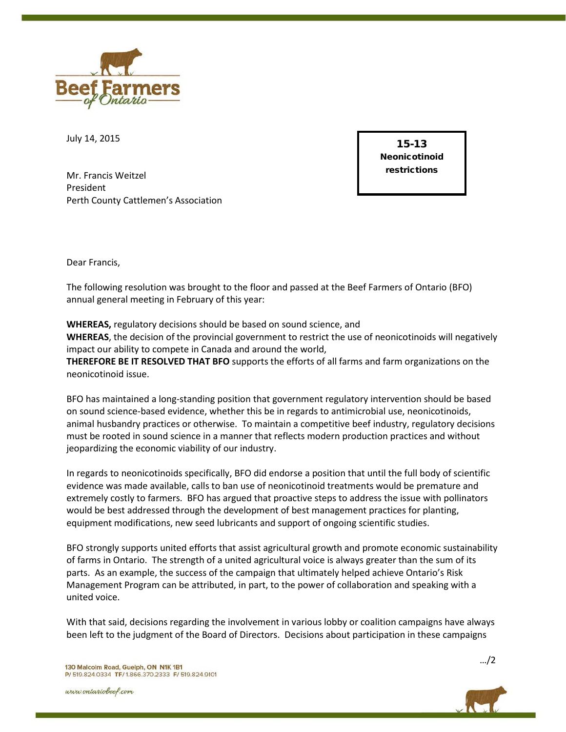July 14, 2015

**15-13**
**Neonicotinoid restrictions**

Mr. Francis Weitzel
President
Perth County Cattlemen's Association

Dear Francis,

The following resolution was brought to the floor and passed at the Beef Farmers of Ontario (BFO) annual general meeting in February of this year:

**WHEREAS,** regulatory decisions should be based on sound science, and
**WHEREAS**, the decision of the provincial government to restrict the use of neonicotinoids will negatively impact our ability to compete in Canada and around the world,
**THEREFORE BE IT RESOLVED THAT BFO** supports the efforts of all farms and farm organizations on the neonicotinoid issue.

BFO has maintained a long-standing position that government regulatory intervention should be based on sound science-based evidence, whether this be in regards to antimicrobial use, neonicotinoids, animal husbandry practices or otherwise. To maintain a competitive beef industry, regulatory decisions must be rooted in sound science in a manner that reflects modern production practices and without jeopardizing the economic viability of our industry.

In regards to neonicotinoids specifically, BFO did endorse a position that until the full body of scientific evidence was made available, calls to ban use of neonicotinoid treatments would be premature and extremely costly to farmers. BFO has argued that proactive steps to address the issue with pollinators would be best addressed through the development of best management practices for planting, equipment modifications, new seed lubricants and support of ongoing scientific studies.

BFO strongly supports united efforts that assist agricultural growth and promote economic sustainability of farms in Ontario. The strength of a united agricultural voice is always greater than the sum of its parts. As an example, the success of the campaign that ultimately helped achieve Ontario's Risk Management Program can be attributed, in part, to the power of collaboration and speaking with a united voice.

With that said, decisions regarding the involvement in various lobby or coalition campaigns have always been left to the judgment of the Board of Directors. Decisions about participation in these campaigns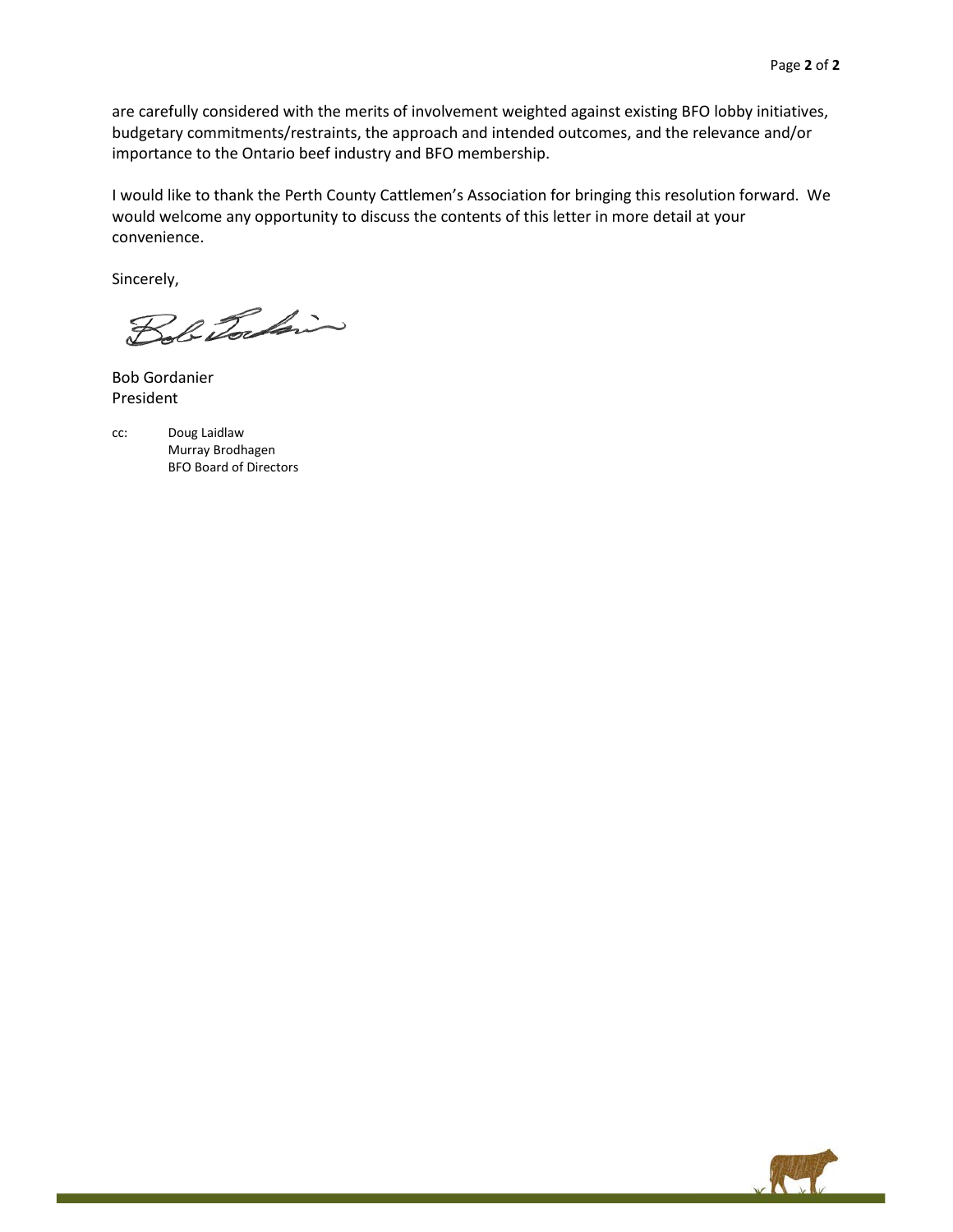are carefully considered with the merits of involvement weighted against existing BFO lobby initiatives, budgetary commitments/restraints, the approach and intended outcomes, and the relevance and/or importance to the Ontario beef industry and BFO membership.

I would like to thank the Perth County Cattlemen's Association for bringing this resolution forward. We would welcome any opportunity to discuss the contents of this letter in more detail at your convenience.

Sincerely,

Bob Gordanier
President

cc: Doug Laidlaw
Murray Brodhagen
BFO Board of Directors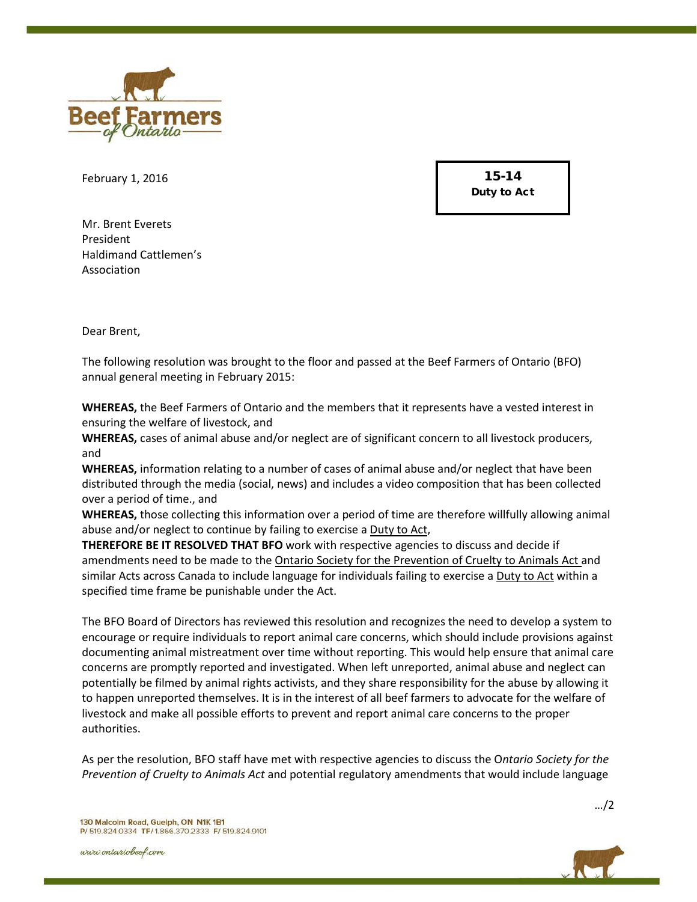February 1, 2016

**15-14**
**Duty to Act**

Mr. Brent Everets
President
Haldimand Cattlemen's
Association

Dear Brent,

The following resolution was brought to the floor and passed at the Beef Farmers of Ontario (BFO) annual general meeting in February 2015:

**WHEREAS,** the Beef Farmers of Ontario and the members that it represents have a vested interest in ensuring the welfare of livestock, and
**WHEREAS,** cases of animal abuse and/or neglect are of significant concern to all livestock producers, and
**WHEREAS,** information relating to a number of cases of animal abuse and/or neglect that have been distributed through the media (social, news) and includes a video composition that has been collected over a period of time., and
**WHEREAS,** those collecting this information over a period of time are therefore willfully allowing animal abuse and/or neglect to continue by failing to exercise a Duty to Act,
**THEREFORE BE IT RESOLVED THAT BFO** work with respective agencies to discuss and decide if amendments need to be made to the Ontario Society for the Prevention of Cruelty to Animals Act and similar Acts across Canada to include language for individuals failing to exercise a Duty to Act within a specified time frame be punishable under the Act.

The BFO Board of Directors has reviewed this resolution and recognizes the need to develop a system to encourage or require individuals to report animal care concerns, which should include provisions against documenting animal mistreatment over time without reporting. This would help ensure that animal care concerns are promptly reported and investigated. When left unreported, animal abuse and neglect can potentially be filmed by animal rights activists, and they share responsibility for the abuse by allowing it to happen unreported themselves. It is in the interest of all beef farmers to advocate for the welfare of livestock and make all possible efforts to prevent and report animal care concerns to the proper authorities.

As per the resolution, BFO staff have met with respective agencies to discuss the O*ntario Society for the Prevention of Cruelty to Animals Act* and potential regulatory amendments that would include language

…/2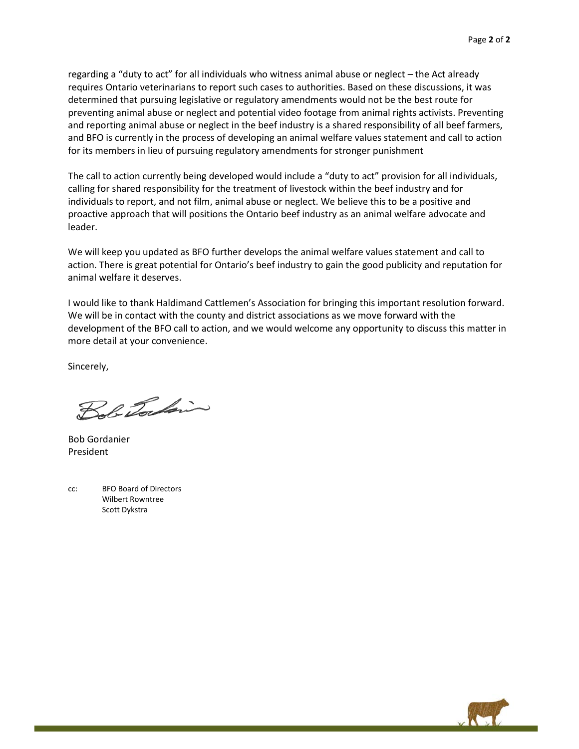regarding a "duty to act" for all individuals who witness animal abuse or neglect – the Act already requires Ontario veterinarians to report such cases to authorities. Based on these discussions, it was determined that pursuing legislative or regulatory amendments would not be the best route for preventing animal abuse or neglect and potential video footage from animal rights activists. Preventing and reporting animal abuse or neglect in the beef industry is a shared responsibility of all beef farmers, and BFO is currently in the process of developing an animal welfare values statement and call to action for its members in lieu of pursuing regulatory amendments for stronger punishment

The call to action currently being developed would include a "duty to act" provision for all individuals, calling for shared responsibility for the treatment of livestock within the beef industry and for individuals to report, and not film, animal abuse or neglect. We believe this to be a positive and proactive approach that will positions the Ontario beef industry as an animal welfare advocate and leader.

We will keep you updated as BFO further develops the animal welfare values statement and call to action. There is great potential for Ontario's beef industry to gain the good publicity and reputation for animal welfare it deserves.

I would like to thank Haldimand Cattlemen's Association for bringing this important resolution forward. We will be in contact with the county and district associations as we move forward with the development of the BFO call to action, and we would welcome any opportunity to discuss this matter in more detail at your convenience.

Sincerely,

Bob Gordanier
President

cc: BFO Board of Directors
Wilbert Rowntree
Scott Dykstra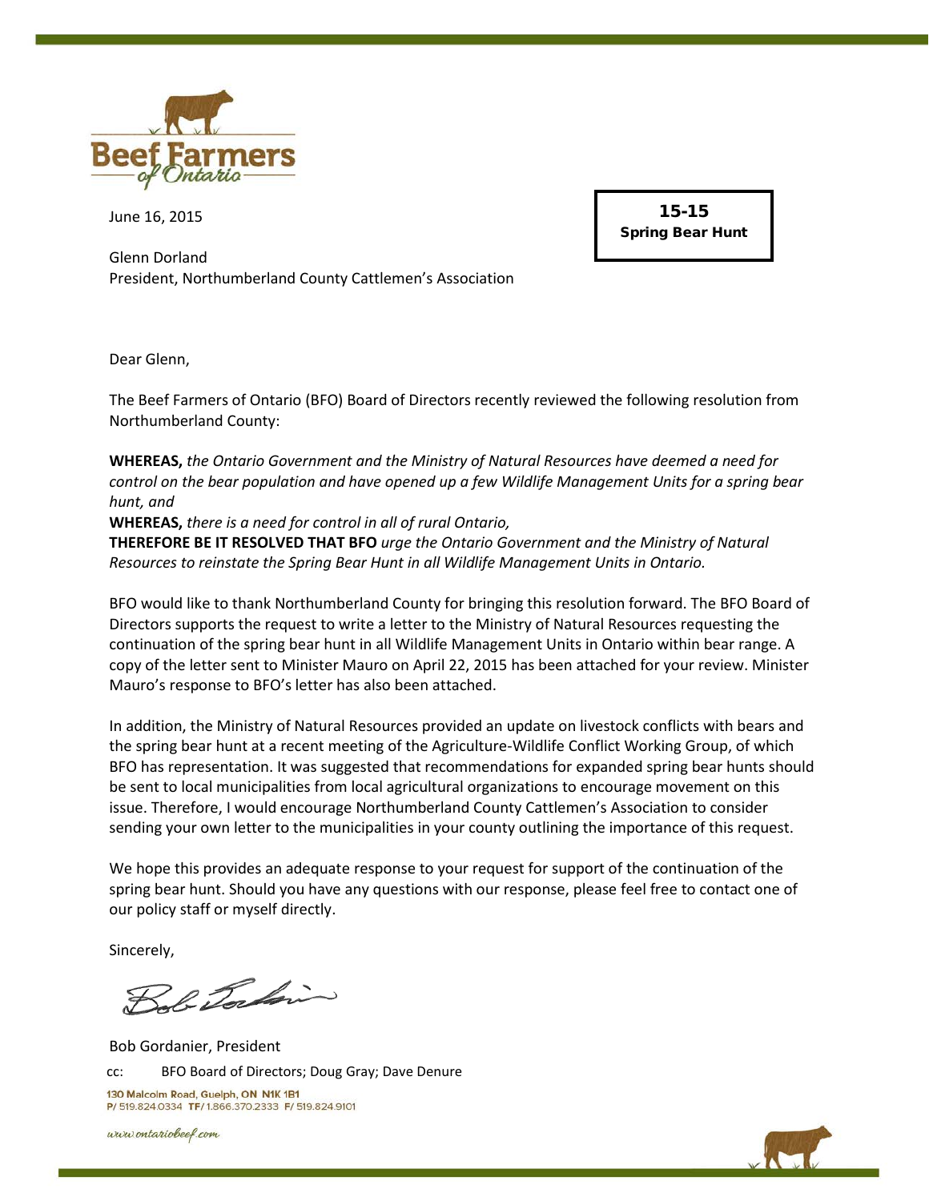Beef Farmers of Ontario

June 16, 2015

**15-15**
**Spring Bear Hunt**

Glenn Dorland
President, Northumberland County Cattlemen's Association

Dear Glenn,

The Beef Farmers of Ontario (BFO) Board of Directors recently reviewed the following resolution from Northumberland County:

**WHEREAS,** *the Ontario Government and the Ministry of Natural Resources have deemed a need for control on the bear population and have opened up a few Wildlife Management Units for a spring bear hunt, and*
**WHEREAS,** *there is a need for control in all of rural Ontario,*
**THEREFORE BE IT RESOLVED THAT BFO** *urge the Ontario Government and the Ministry of Natural Resources to reinstate the Spring Bear Hunt in all Wildlife Management Units in Ontario.*

BFO would like to thank Northumberland County for bringing this resolution forward. The BFO Board of Directors supports the request to write a letter to the Ministry of Natural Resources requesting the continuation of the spring bear hunt in all Wildlife Management Units in Ontario within bear range. A copy of the letter sent to Minister Mauro on April 22, 2015 has been attached for your review. Minister Mauro's response to BFO's letter has also been attached.

In addition, the Ministry of Natural Resources provided an update on livestock conflicts with bears and the spring bear hunt at a recent meeting of the Agriculture-Wildlife Conflict Working Group, of which BFO has representation. It was suggested that recommendations for expanded spring bear hunts should be sent to local municipalities from local agricultural organizations to encourage movement on this issue. Therefore, I would encourage Northumberland County Cattlemen's Association to consider sending your own letter to the municipalities in your county outlining the importance of this request.

We hope this provides an adequate response to your request for support of the continuation of the spring bear hunt. Should you have any questions with our response, please feel free to contact one of our policy staff or myself directly.

Sincerely,

Bob Gordanier, President

cc: BFO Board of Directors; Doug Gray; Dave Denure

130 Malcolm Road, Guelph, ON N1K 1B1
P/ 519.824.0334 TF/ 1.866.370.2333 F/ 519.824.9101

www.ontariobeef.com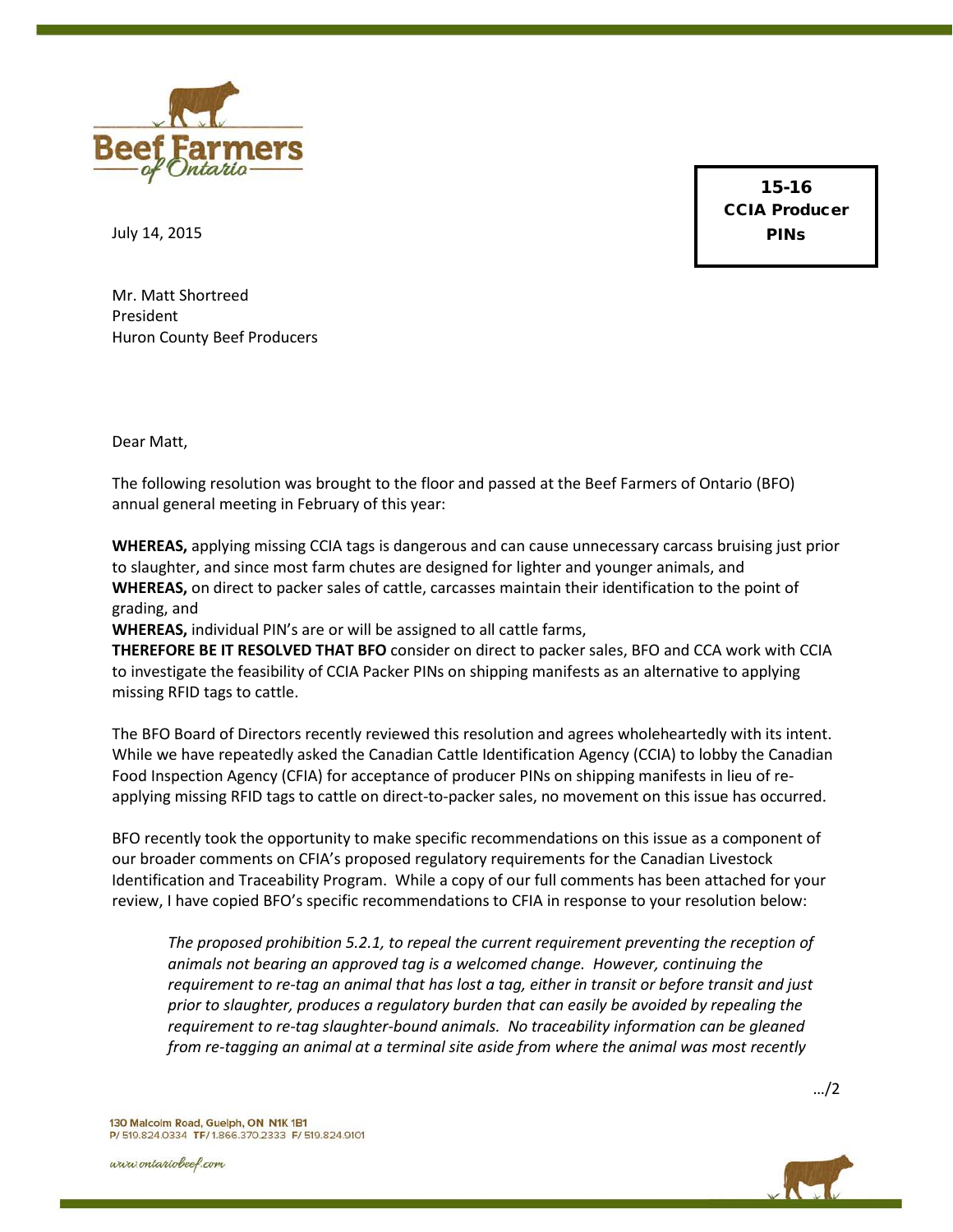July 14, 2015

**15-16**
**CCIA Producer PINs**

Mr. Matt Shortreed
President
Huron County Beef Producers

Dear Matt,

The following resolution was brought to the floor and passed at the Beef Farmers of Ontario (BFO) annual general meeting in February of this year:

**WHEREAS,** applying missing CCIA tags is dangerous and can cause unnecessary carcass bruising just prior to slaughter, and since most farm chutes are designed for lighter and younger animals, and
**WHEREAS,** on direct to packer sales of cattle, carcasses maintain their identification to the point of grading, and
**WHEREAS,** individual PIN's are or will be assigned to all cattle farms,
**THEREFORE BE IT RESOLVED THAT BFO** consider on direct to packer sales, BFO and CCA work with CCIA to investigate the feasibility of CCIA Packer PINs on shipping manifests as an alternative to applying missing RFID tags to cattle.

The BFO Board of Directors recently reviewed this resolution and agrees wholeheartedly with its intent. While we have repeatedly asked the Canadian Cattle Identification Agency (CCIA) to lobby the Canadian Food Inspection Agency (CFIA) for acceptance of producer PINs on shipping manifests in lieu of re-applying missing RFID tags to cattle on direct-to-packer sales, no movement on this issue has occurred.

BFO recently took the opportunity to make specific recommendations on this issue as a component of our broader comments on CFIA's proposed regulatory requirements for the Canadian Livestock Identification and Traceability Program. While a copy of our full comments has been attached for your review, I have copied BFO's specific recommendations to CFIA in response to your resolution below:

> *The proposed prohibition 5.2.1, to repeal the current requirement preventing the reception of animals not bearing an approved tag is a welcomed change. However, continuing the requirement to re-tag an animal that has lost a tag, either in transit or before transit and just prior to slaughter, produces a regulatory burden that can easily be avoided by repealing the requirement to re-tag slaughter-bound animals. No traceability information can be gleaned from re-tagging an animal at a terminal site aside from where the animal was most recently*

.../2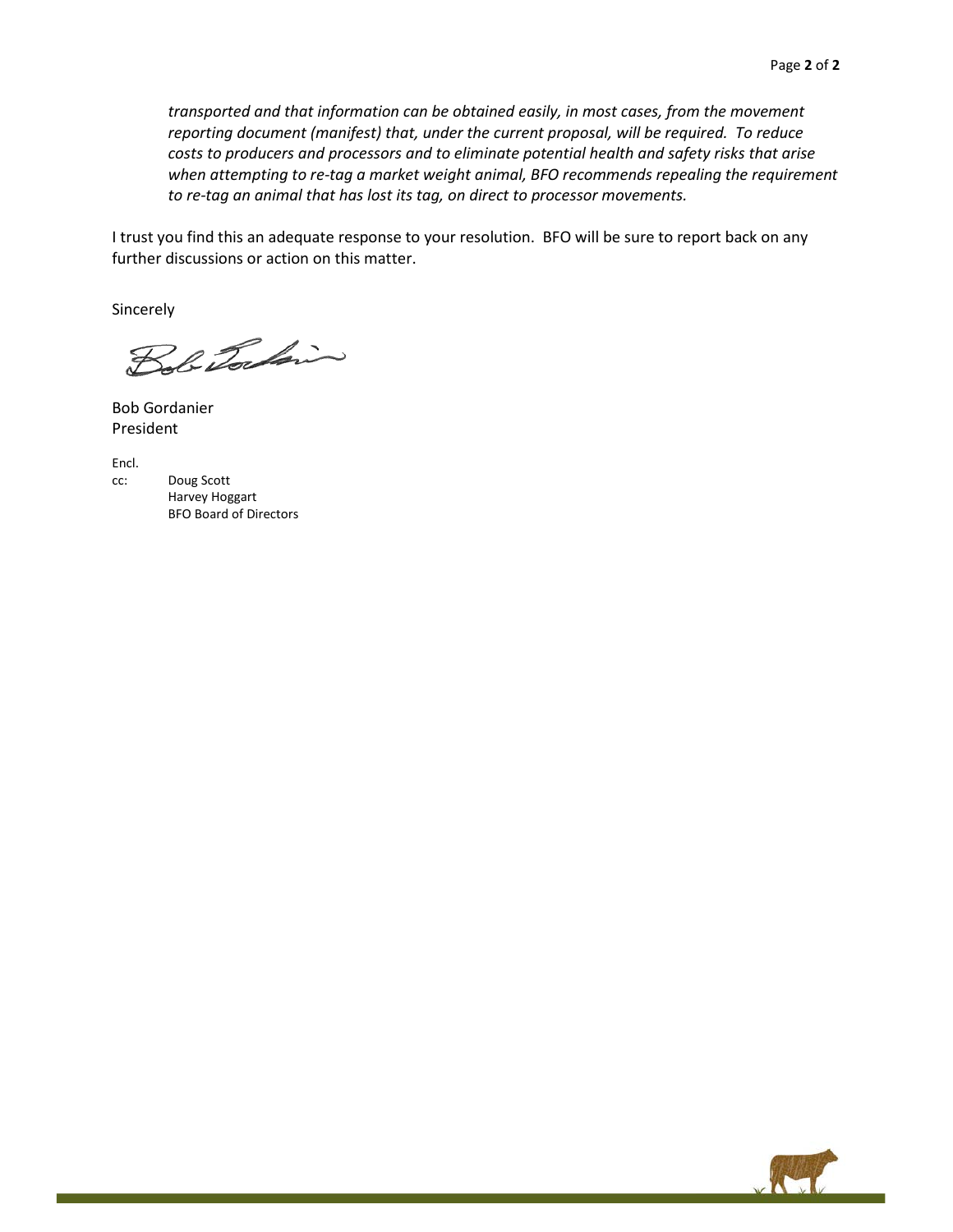*transported and that information can be obtained easily, in most cases, from the movement reporting document (manifest) that, under the current proposal, will be required. To reduce costs to producers and processors and to eliminate potential health and safety risks that arise when attempting to re-tag a market weight animal, BFO recommends repealing the requirement to re-tag an animal that has lost its tag, on direct to processor movements.*

I trust you find this an adequate response to your resolution. BFO will be sure to report back on any further discussions or action on this matter.

Sincerely

Bob Gordanier
President

Encl.
cc: Doug Scott
Harvey Hoggart
BFO Board of Directors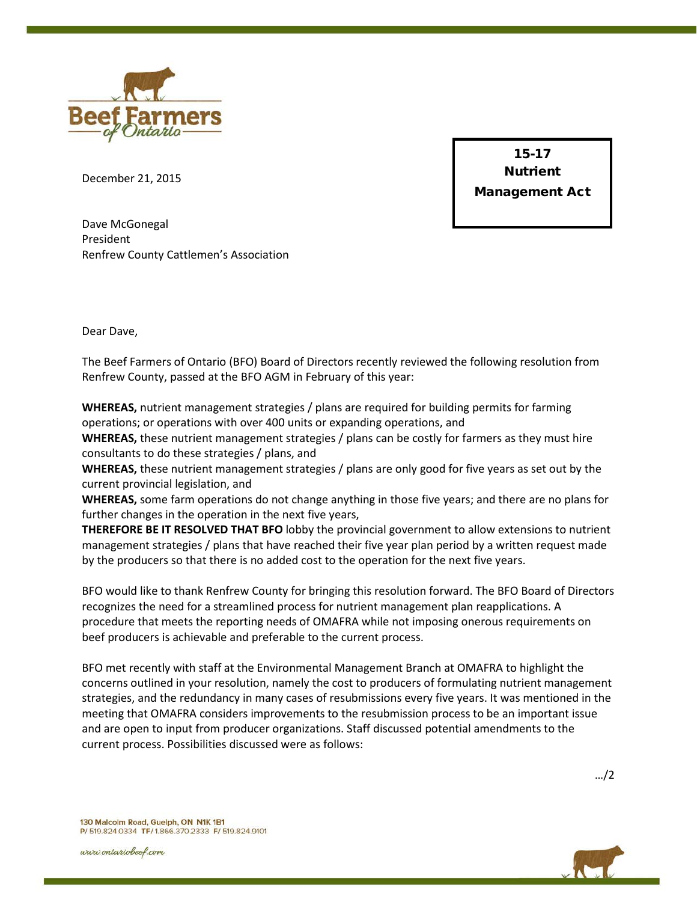December 21, 2015

**15-17**
**Nutrient Management Act**

Dave McGonegal
President
Renfrew County Cattlemen's Association

Dear Dave,

The Beef Farmers of Ontario (BFO) Board of Directors recently reviewed the following resolution from Renfrew County, passed at the BFO AGM in February of this year:

**WHEREAS,** nutrient management strategies / plans are required for building permits for farming operations; or operations with over 400 units or expanding operations, and
**WHEREAS,** these nutrient management strategies / plans can be costly for farmers as they must hire consultants to do these strategies / plans, and
**WHEREAS,** these nutrient management strategies / plans are only good for five years as set out by the current provincial legislation, and
**WHEREAS,** some farm operations do not change anything in those five years; and there are no plans for further changes in the operation in the next five years,
**THEREFORE BE IT RESOLVED THAT BFO** lobby the provincial government to allow extensions to nutrient management strategies / plans that have reached their five year plan period by a written request made by the producers so that there is no added cost to the operation for the next five years.

BFO would like to thank Renfrew County for bringing this resolution forward. The BFO Board of Directors recognizes the need for a streamlined process for nutrient management plan reapplications. A procedure that meets the reporting needs of OMAFRA while not imposing onerous requirements on beef producers is achievable and preferable to the current process.

BFO met recently with staff at the Environmental Management Branch at OMAFRA to highlight the concerns outlined in your resolution, namely the cost to producers of formulating nutrient management strategies, and the redundancy in many cases of resubmissions every five years. It was mentioned in the meeting that OMAFRA considers improvements to the resubmission process to be an important issue and are open to input from producer organizations. Staff discussed potential amendments to the current process. Possibilities discussed were as follows:

…/2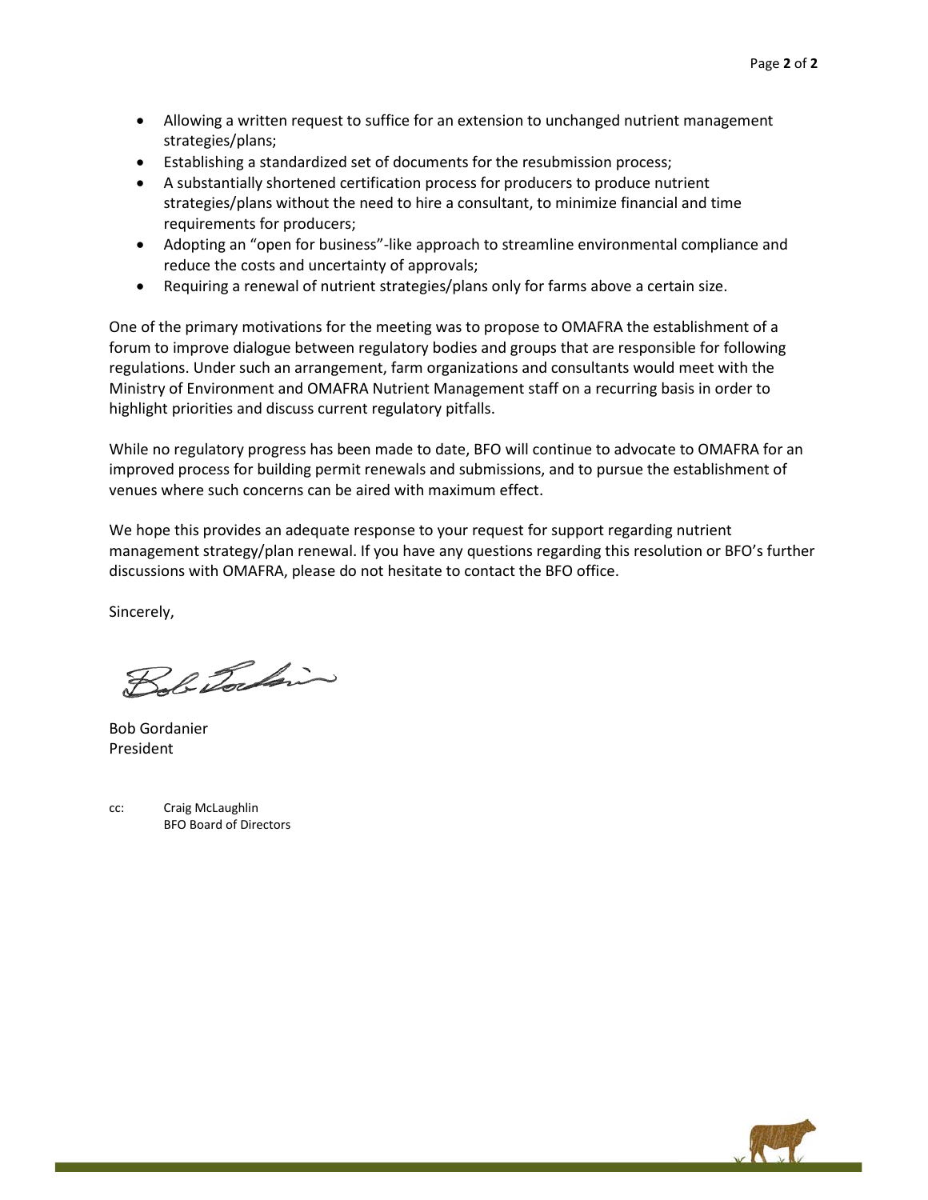- Allowing a written request to suffice for an extension to unchanged nutrient management strategies/plans;
- Establishing a standardized set of documents for the resubmission process;
- A substantially shortened certification process for producers to produce nutrient strategies/plans without the need to hire a consultant, to minimize financial and time requirements for producers;
- Adopting an "open for business"-like approach to streamline environmental compliance and reduce the costs and uncertainty of approvals;
- Requiring a renewal of nutrient strategies/plans only for farms above a certain size.

One of the primary motivations for the meeting was to propose to OMAFRA the establishment of a forum to improve dialogue between regulatory bodies and groups that are responsible for following regulations. Under such an arrangement, farm organizations and consultants would meet with the Ministry of Environment and OMAFRA Nutrient Management staff on a recurring basis in order to highlight priorities and discuss current regulatory pitfalls.

While no regulatory progress has been made to date, BFO will continue to advocate to OMAFRA for an improved process for building permit renewals and submissions, and to pursue the establishment of venues where such concerns can be aired with maximum effect.

We hope this provides an adequate response to your request for support regarding nutrient management strategy/plan renewal. If you have any questions regarding this resolution or BFO's further discussions with OMAFRA, please do not hesitate to contact the BFO office.

Sincerely,

Bob Gordanier
President

cc: Craig McLaughlin
BFO Board of Directors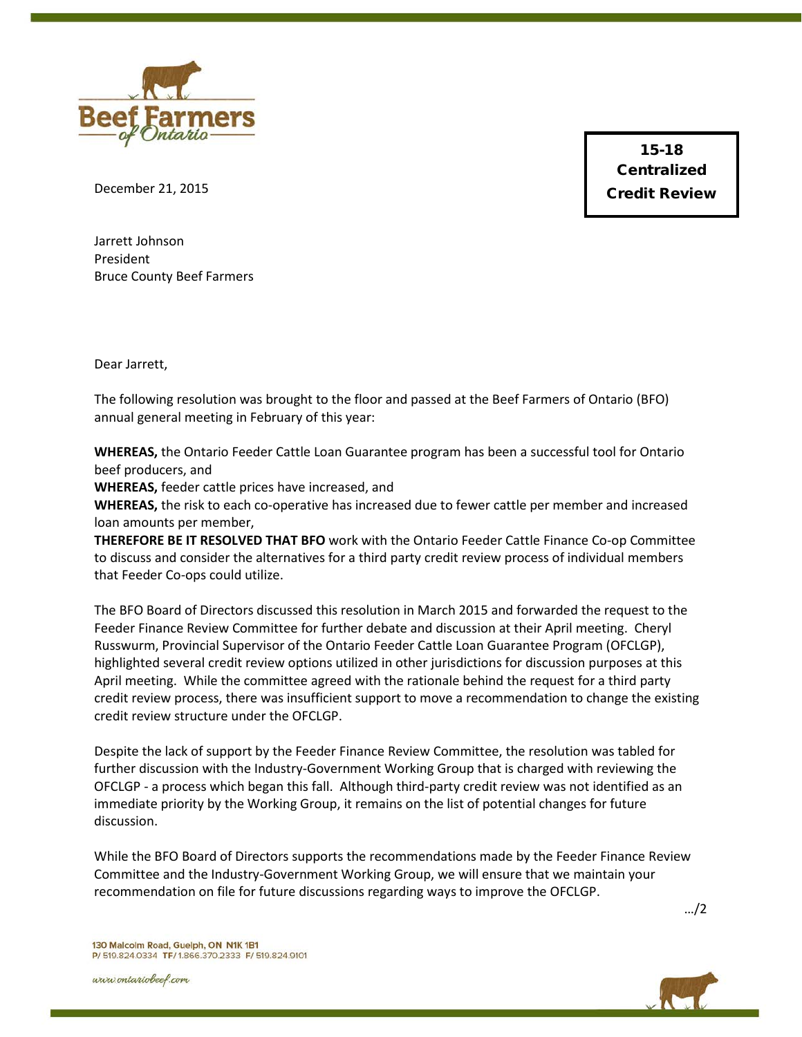**15-18 Centralized Credit Review**

December 21, 2015

Jarrett Johnson
President
Bruce County Beef Farmers

Dear Jarrett,

The following resolution was brought to the floor and passed at the Beef Farmers of Ontario (BFO) annual general meeting in February of this year:

**WHEREAS,** the Ontario Feeder Cattle Loan Guarantee program has been a successful tool for Ontario beef producers, and
**WHEREAS,** feeder cattle prices have increased, and
**WHEREAS,** the risk to each co-operative has increased due to fewer cattle per member and increased loan amounts per member,
**THEREFORE BE IT RESOLVED THAT BFO** work with the Ontario Feeder Cattle Finance Co-op Committee to discuss and consider the alternatives for a third party credit review process of individual members that Feeder Co-ops could utilize.

The BFO Board of Directors discussed this resolution in March 2015 and forwarded the request to the Feeder Finance Review Committee for further debate and discussion at their April meeting. Cheryl Russwurm, Provincial Supervisor of the Ontario Feeder Cattle Loan Guarantee Program (OFCLGP), highlighted several credit review options utilized in other jurisdictions for discussion purposes at this April meeting. While the committee agreed with the rationale behind the request for a third party credit review process, there was insufficient support to move a recommendation to change the existing credit review structure under the OFCLGP.

Despite the lack of support by the Feeder Finance Review Committee, the resolution was tabled for further discussion with the Industry-Government Working Group that is charged with reviewing the OFCLGP - a process which began this fall. Although third-party credit review was not identified as an immediate priority by the Working Group, it remains on the list of potential changes for future discussion.

While the BFO Board of Directors supports the recommendations made by the Feeder Finance Review Committee and the Industry-Government Working Group, we will ensure that we maintain your recommendation on file for future discussions regarding ways to improve the OFCLGP.

.../2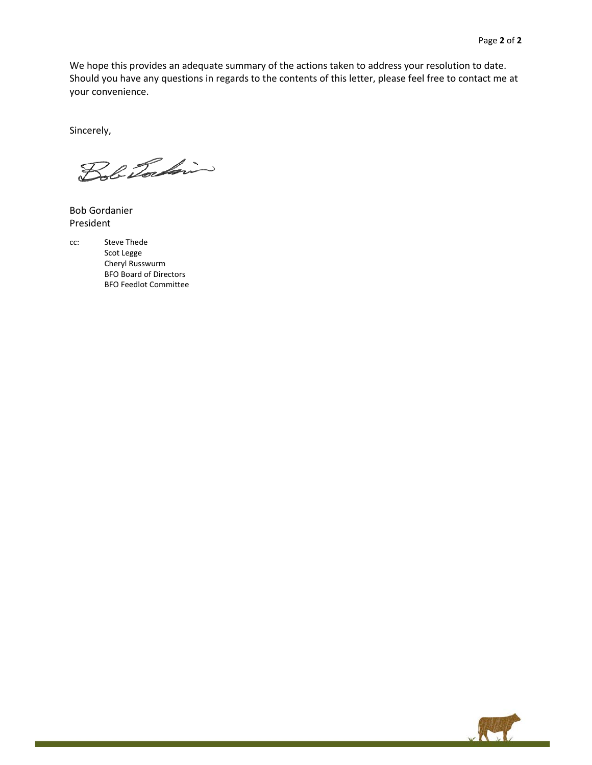We hope this provides an adequate summary of the actions taken to address your resolution to date. Should you have any questions in regards to the contents of this letter, please feel free to contact me at your convenience.

Sincerely,

Bob Gordanier
President

cc: Steve Thede
Scot Legge
Cheryl Russwurm
BFO Board of Directors
BFO Feedlot Committee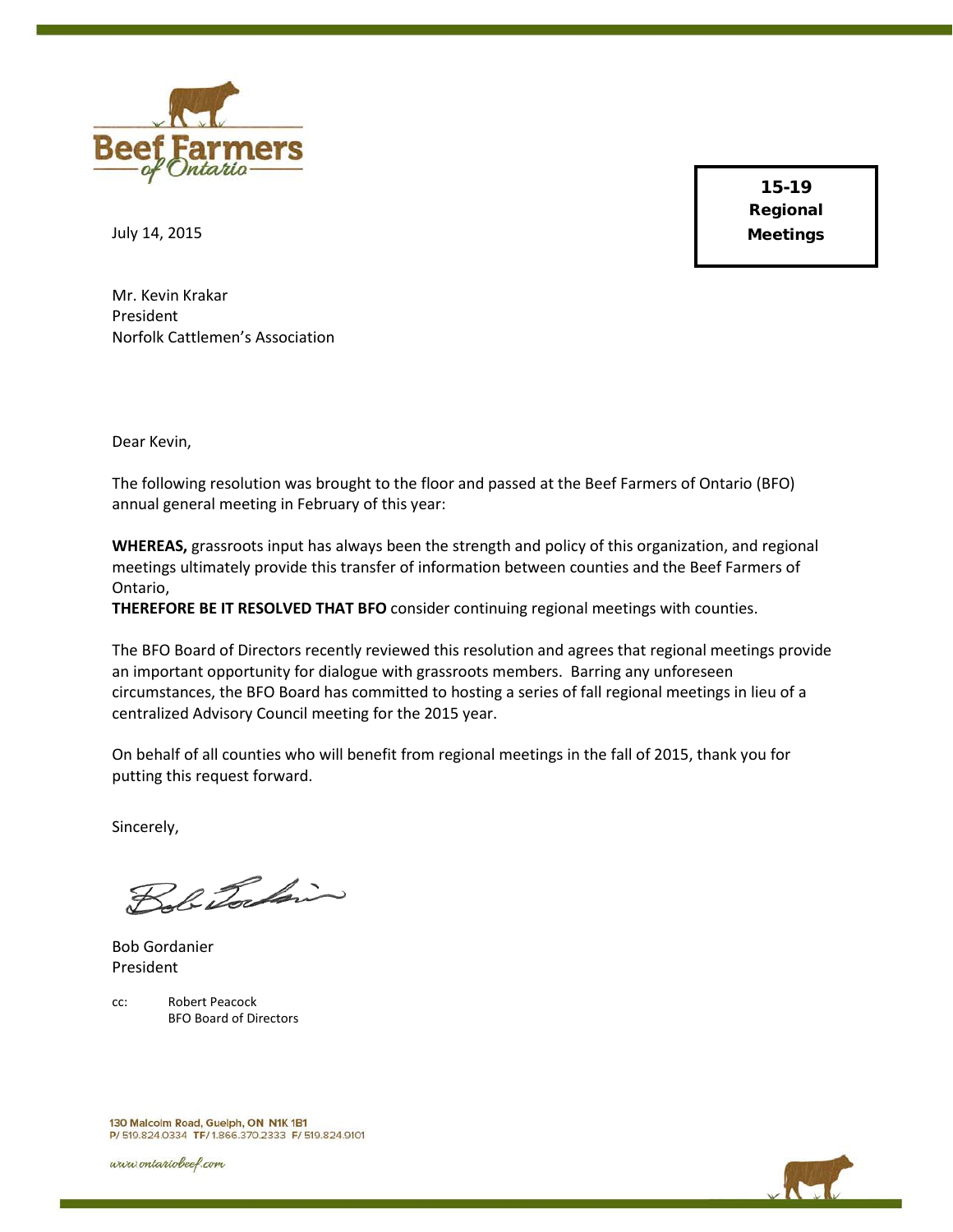Beef Farmers of Ontario

**15-19 Regional Meetings**

July 14, 2015

Mr. Kevin Krakar
President
Norfolk Cattlemen's Association

Dear Kevin,

The following resolution was brought to the floor and passed at the Beef Farmers of Ontario (BFO) annual general meeting in February of this year:

**WHEREAS,** grassroots input has always been the strength and policy of this organization, and regional meetings ultimately provide this transfer of information between counties and the Beef Farmers of Ontario,
**THEREFORE BE IT RESOLVED THAT BFO** consider continuing regional meetings with counties.

The BFO Board of Directors recently reviewed this resolution and agrees that regional meetings provide an important opportunity for dialogue with grassroots members. Barring any unforeseen circumstances, the BFO Board has committed to hosting a series of fall regional meetings in lieu of a centralized Advisory Council meeting for the 2015 year.

On behalf of all counties who will benefit from regional meetings in the fall of 2015, thank you for putting this request forward.

Sincerely,

Bob Gordanier
President

cc: Robert Peacock
BFO Board of Directors

130 Malcolm Road, Guelph, ON N1K 1B1
P/ 519.824.0334 TF/ 1.866.370.2333 F/ 519.824.9101

www.ontariobeef.com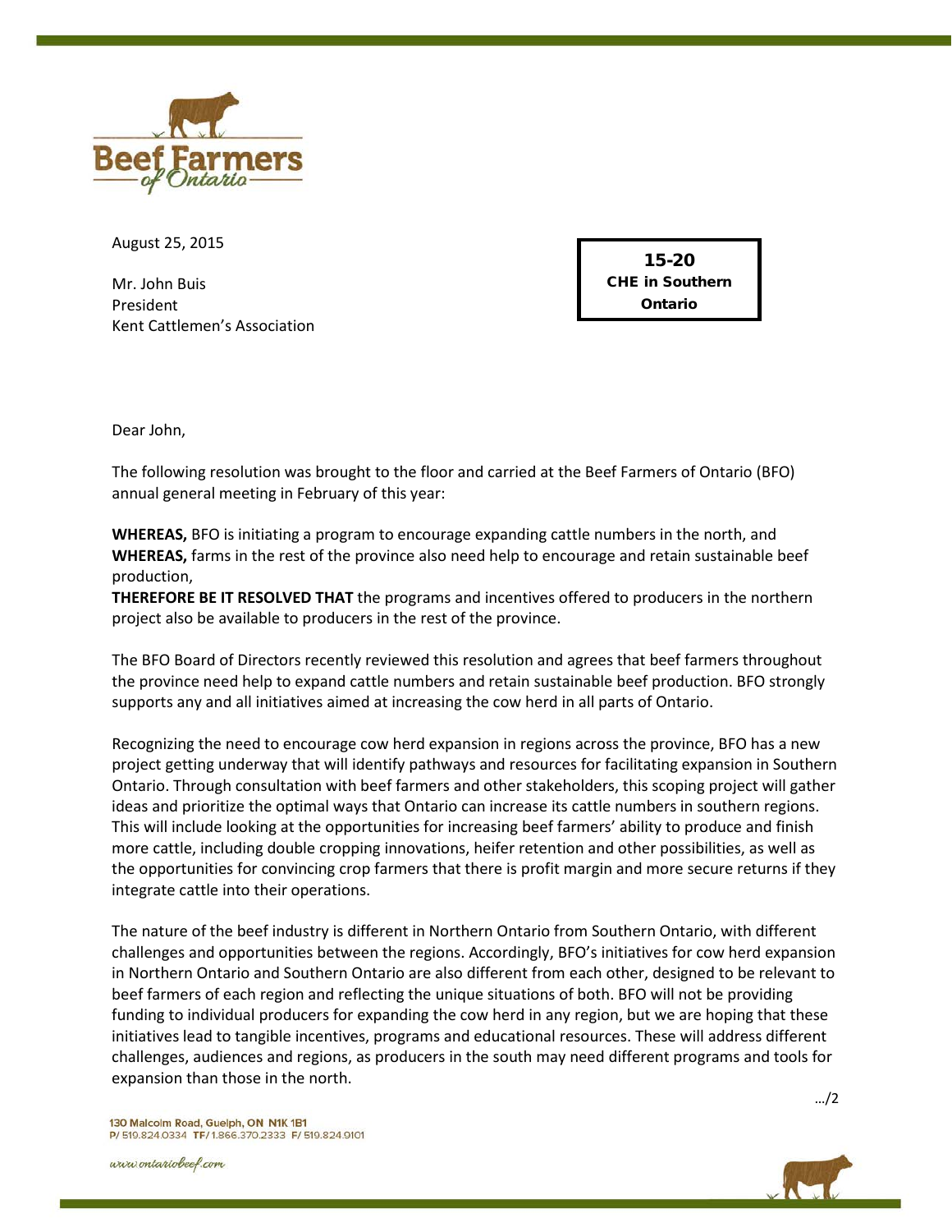August 25, 2015

Mr. John Buis
President
Kent Cattlemen's Association

**15-20**
**CHE in Southern Ontario**

Dear John,

The following resolution was brought to the floor and carried at the Beef Farmers of Ontario (BFO) annual general meeting in February of this year:

**WHEREAS,** BFO is initiating a program to encourage expanding cattle numbers in the north, and
**WHEREAS,** farms in the rest of the province also need help to encourage and retain sustainable beef production,
**THEREFORE BE IT RESOLVED THAT** the programs and incentives offered to producers in the northern project also be available to producers in the rest of the province.

The BFO Board of Directors recently reviewed this resolution and agrees that beef farmers throughout the province need help to expand cattle numbers and retain sustainable beef production. BFO strongly supports any and all initiatives aimed at increasing the cow herd in all parts of Ontario.

Recognizing the need to encourage cow herd expansion in regions across the province, BFO has a new project getting underway that will identify pathways and resources for facilitating expansion in Southern Ontario. Through consultation with beef farmers and other stakeholders, this scoping project will gather ideas and prioritize the optimal ways that Ontario can increase its cattle numbers in southern regions. This will include looking at the opportunities for increasing beef farmers' ability to produce and finish more cattle, including double cropping innovations, heifer retention and other possibilities, as well as the opportunities for convincing crop farmers that there is profit margin and more secure returns if they integrate cattle into their operations.

The nature of the beef industry is different in Northern Ontario from Southern Ontario, with different challenges and opportunities between the regions. Accordingly, BFO's initiatives for cow herd expansion in Northern Ontario and Southern Ontario are also different from each other, designed to be relevant to beef farmers of each region and reflecting the unique situations of both. BFO will not be providing funding to individual producers for expanding the cow herd in any region, but we are hoping that these initiatives lead to tangible incentives, programs and educational resources. These will address different challenges, audiences and regions, as producers in the south may need different programs and tools for expansion than those in the north.

…/2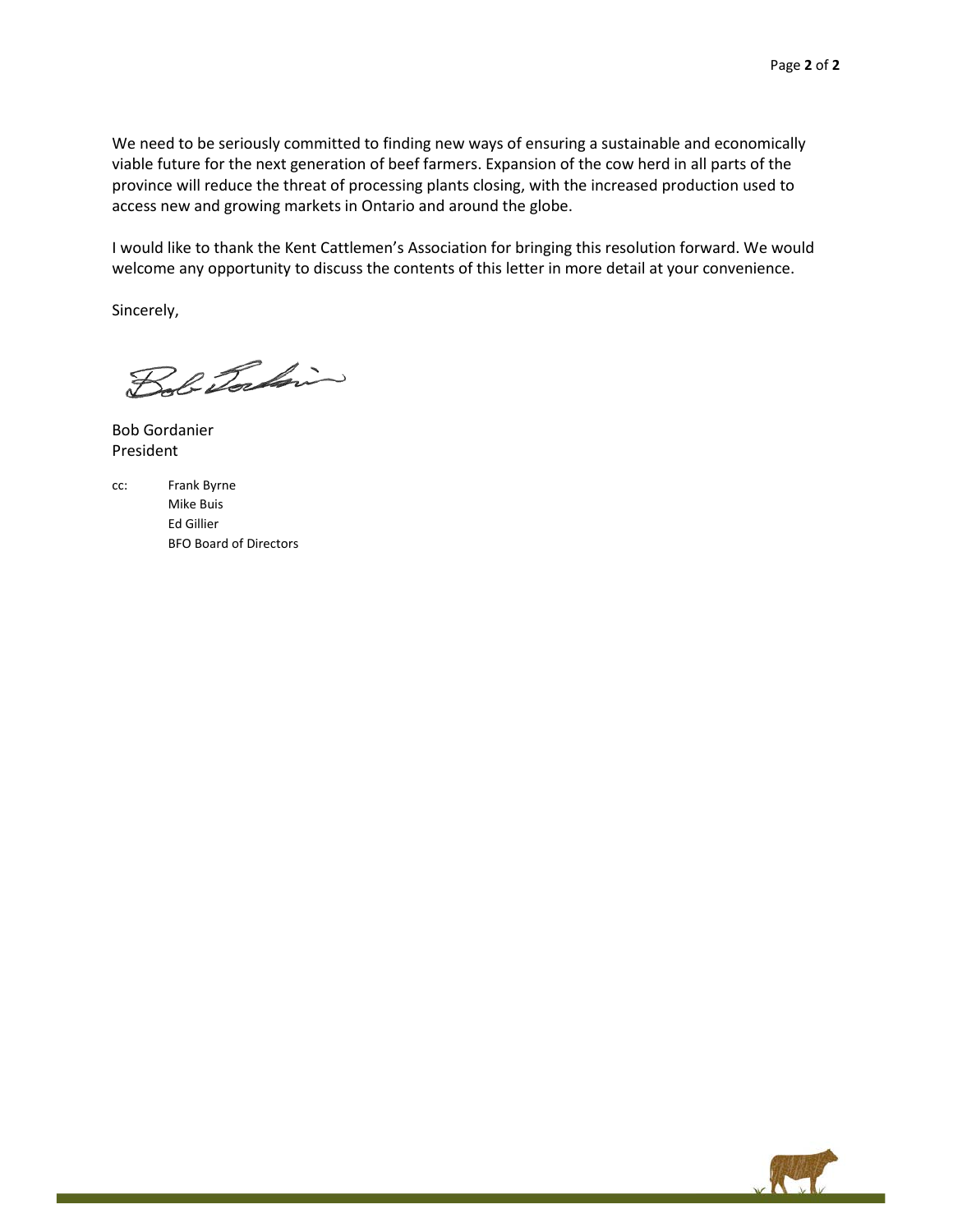We need to be seriously committed to finding new ways of ensuring a sustainable and economically viable future for the next generation of beef farmers. Expansion of the cow herd in all parts of the province will reduce the threat of processing plants closing, with the increased production used to access new and growing markets in Ontario and around the globe.

I would like to thank the Kent Cattlemen's Association for bringing this resolution forward. We would welcome any opportunity to discuss the contents of this letter in more detail at your convenience.

Sincerely,

Bob Gordanier
President

cc: Frank Byrne
Mike Buis
Ed Gillier
BFO Board of Directors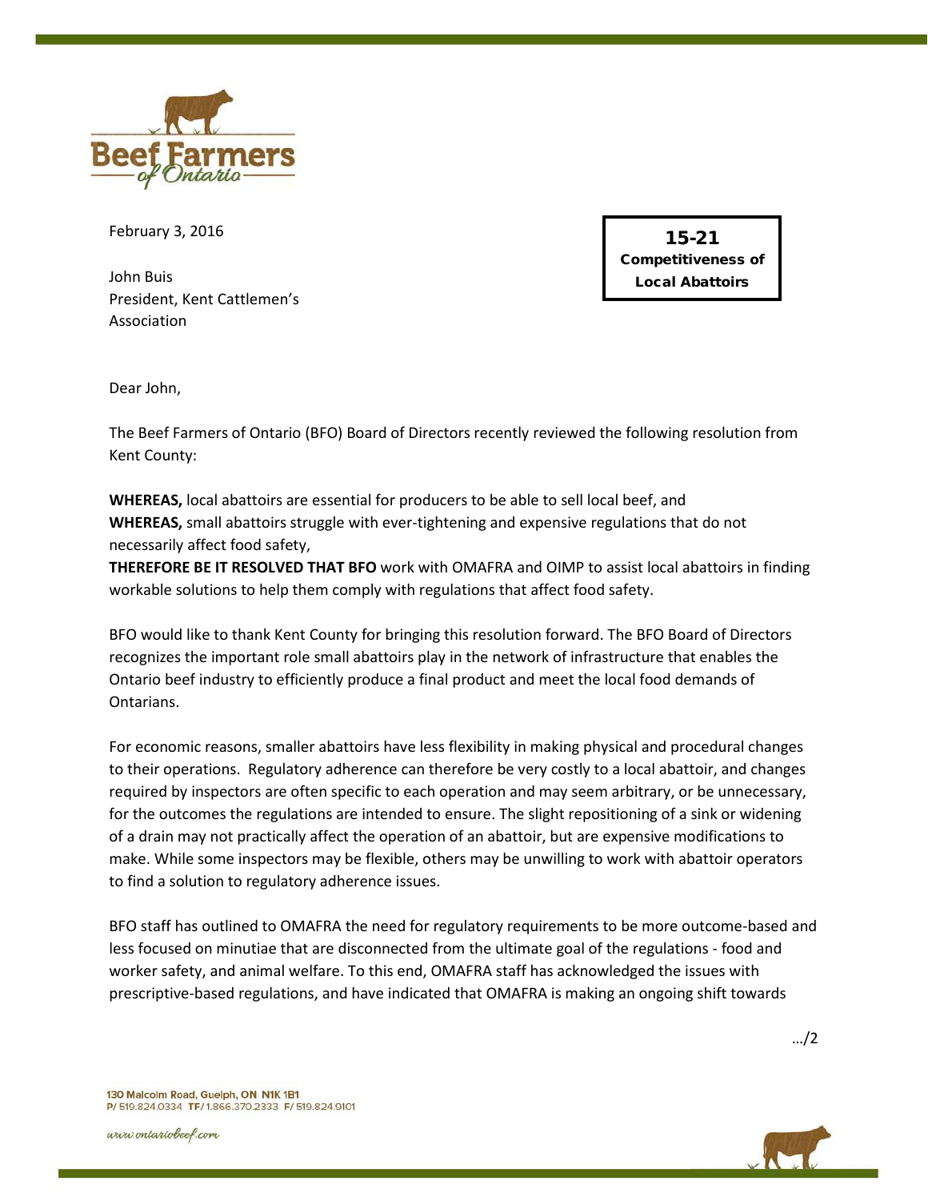February 3, 2016

**15-21**
**Competitiveness of Local Abattoirs**

John Buis
President, Kent Cattlemen's Association

Dear John,

The Beef Farmers of Ontario (BFO) Board of Directors recently reviewed the following resolution from Kent County:

**WHEREAS,** local abattoirs are essential for producers to be able to sell local beef, and
**WHEREAS,** small abattoirs struggle with ever-tightening and expensive regulations that do not necessarily affect food safety,
**THEREFORE BE IT RESOLVED THAT BFO** work with OMAFRA and OIMP to assist local abattoirs in finding workable solutions to help them comply with regulations that affect food safety.

BFO would like to thank Kent County for bringing this resolution forward. The BFO Board of Directors recognizes the important role small abattoirs play in the network of infrastructure that enables the Ontario beef industry to efficiently produce a final product and meet the local food demands of Ontarians.

For economic reasons, smaller abattoirs have less flexibility in making physical and procedural changes to their operations. Regulatory adherence can therefore be very costly to a local abattoir, and changes required by inspectors are often specific to each operation and may seem arbitrary, or be unnecessary, for the outcomes the regulations are intended to ensure. The slight repositioning of a sink or widening of a drain may not practically affect the operation of an abattoir, but are expensive modifications to make. While some inspectors may be flexible, others may be unwilling to work with abattoir operators to find a solution to regulatory adherence issues.

BFO staff has outlined to OMAFRA the need for regulatory requirements to be more outcome-based and less focused on minutiae that are disconnected from the ultimate goal of the regulations - food and worker safety, and animal welfare. To this end, OMAFRA staff has acknowledged the issues with prescriptive-based regulations, and have indicated that OMAFRA is making an ongoing shift towards

.../2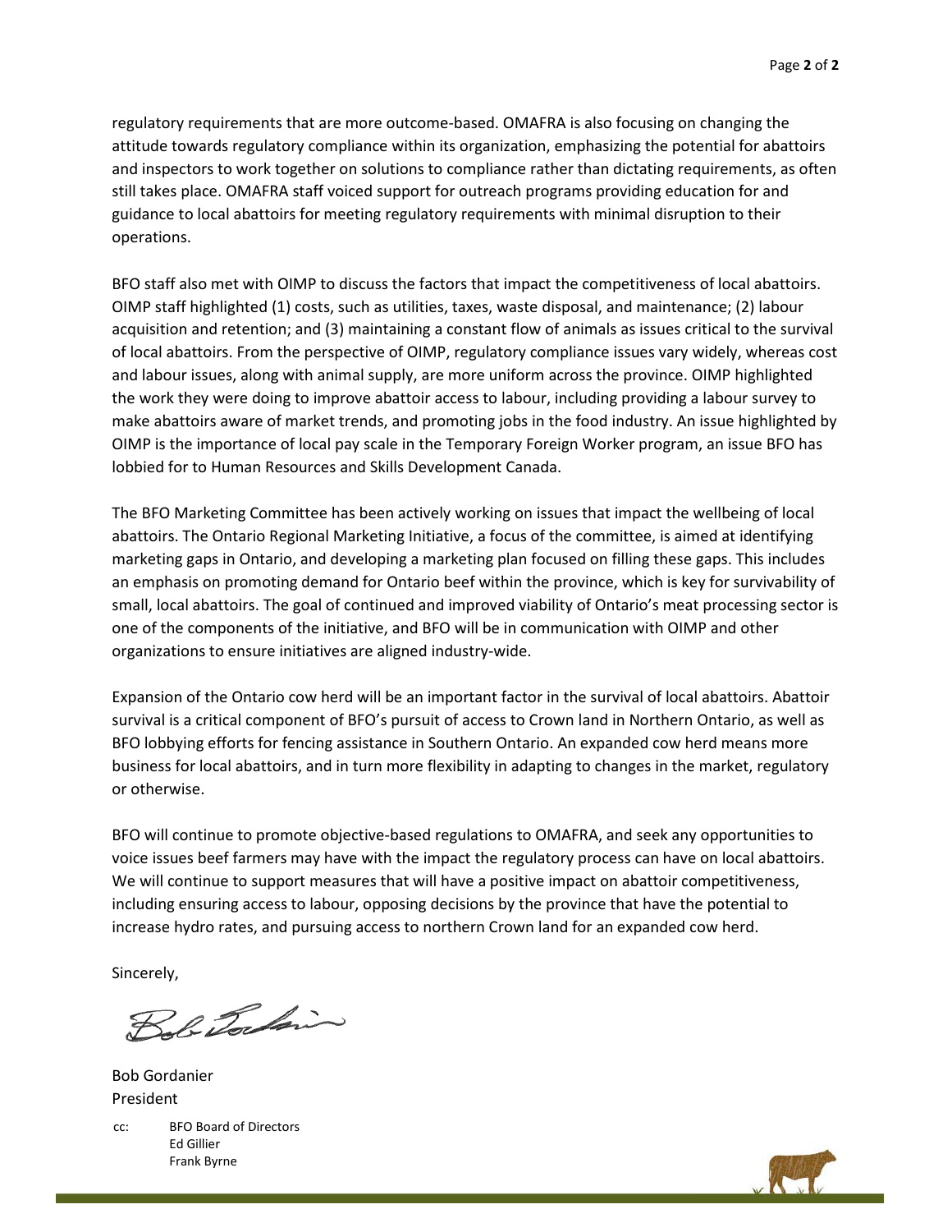regulatory requirements that are more outcome-based. OMAFRA is also focusing on changing the attitude towards regulatory compliance within its organization, emphasizing the potential for abattoirs and inspectors to work together on solutions to compliance rather than dictating requirements, as often still takes place. OMAFRA staff voiced support for outreach programs providing education for and guidance to local abattoirs for meeting regulatory requirements with minimal disruption to their operations.

BFO staff also met with OIMP to discuss the factors that impact the competitiveness of local abattoirs. OIMP staff highlighted (1) costs, such as utilities, taxes, waste disposal, and maintenance; (2) labour acquisition and retention; and (3) maintaining a constant flow of animals as issues critical to the survival of local abattoirs. From the perspective of OIMP, regulatory compliance issues vary widely, whereas cost and labour issues, along with animal supply, are more uniform across the province. OIMP highlighted the work they were doing to improve abattoir access to labour, including providing a labour survey to make abattoirs aware of market trends, and promoting jobs in the food industry. An issue highlighted by OIMP is the importance of local pay scale in the Temporary Foreign Worker program, an issue BFO has lobbied for to Human Resources and Skills Development Canada.

The BFO Marketing Committee has been actively working on issues that impact the wellbeing of local abattoirs. The Ontario Regional Marketing Initiative, a focus of the committee, is aimed at identifying marketing gaps in Ontario, and developing a marketing plan focused on filling these gaps. This includes an emphasis on promoting demand for Ontario beef within the province, which is key for survivability of small, local abattoirs. The goal of continued and improved viability of Ontario's meat processing sector is one of the components of the initiative, and BFO will be in communication with OIMP and other organizations to ensure initiatives are aligned industry-wide.

Expansion of the Ontario cow herd will be an important factor in the survival of local abattoirs. Abattoir survival is a critical component of BFO's pursuit of access to Crown land in Northern Ontario, as well as BFO lobbying efforts for fencing assistance in Southern Ontario. An expanded cow herd means more business for local abattoirs, and in turn more flexibility in adapting to changes in the market, regulatory or otherwise.

BFO will continue to promote objective-based regulations to OMAFRA, and seek any opportunities to voice issues beef farmers may have with the impact the regulatory process can have on local abattoirs. We will continue to support measures that will have a positive impact on abattoir competitiveness, including ensuring access to labour, opposing decisions by the province that have the potential to increase hydro rates, and pursuing access to northern Crown land for an expanded cow herd.

Sincerely,

Bob Gordanier
President

cc: BFO Board of Directors
Ed Gillier
Frank Byrne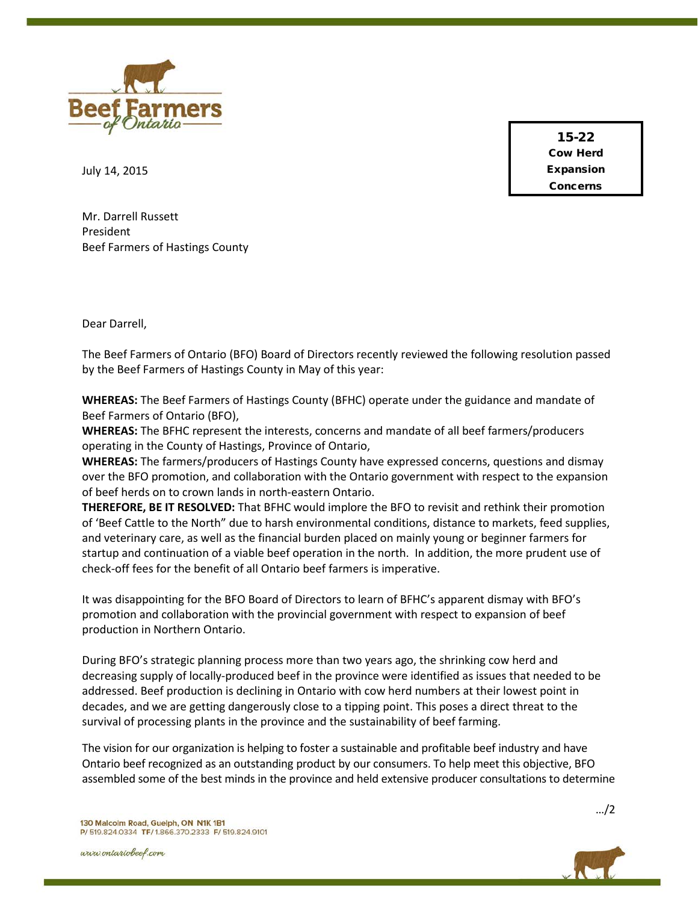15-22
Cow Herd
Expansion
Concerns

July 14, 2015

Mr. Darrell Russett
President
Beef Farmers of Hastings County

Dear Darrell,

The Beef Farmers of Ontario (BFO) Board of Directors recently reviewed the following resolution passed by the Beef Farmers of Hastings County in May of this year:

**WHEREAS:** The Beef Farmers of Hastings County (BFHC) operate under the guidance and mandate of Beef Farmers of Ontario (BFO),
**WHEREAS:** The BFHC represent the interests, concerns and mandate of all beef farmers/producers operating in the County of Hastings, Province of Ontario,
**WHEREAS:** The farmers/producers of Hastings County have expressed concerns, questions and dismay over the BFO promotion, and collaboration with the Ontario government with respect to the expansion of beef herds on to crown lands in north-eastern Ontario.
**THEREFORE, BE IT RESOLVED:** That BFHC would implore the BFO to revisit and rethink their promotion of 'Beef Cattle to the North" due to harsh environmental conditions, distance to markets, feed supplies, and veterinary care, as well as the financial burden placed on mainly young or beginner farmers for startup and continuation of a viable beef operation in the north. In addition, the more prudent use of check-off fees for the benefit of all Ontario beef farmers is imperative.

It was disappointing for the BFO Board of Directors to learn of BFHC's apparent dismay with BFO's promotion and collaboration with the provincial government with respect to expansion of beef production in Northern Ontario.

During BFO's strategic planning process more than two years ago, the shrinking cow herd and decreasing supply of locally-produced beef in the province were identified as issues that needed to be addressed. Beef production is declining in Ontario with cow herd numbers at their lowest point in decades, and we are getting dangerously close to a tipping point. This poses a direct threat to the survival of processing plants in the province and the sustainability of beef farming.

The vision for our organization is helping to foster a sustainable and profitable beef industry and have Ontario beef recognized as an outstanding product by our consumers. To help meet this objective, BFO assembled some of the best minds in the province and held extensive producer consultations to determine

.../2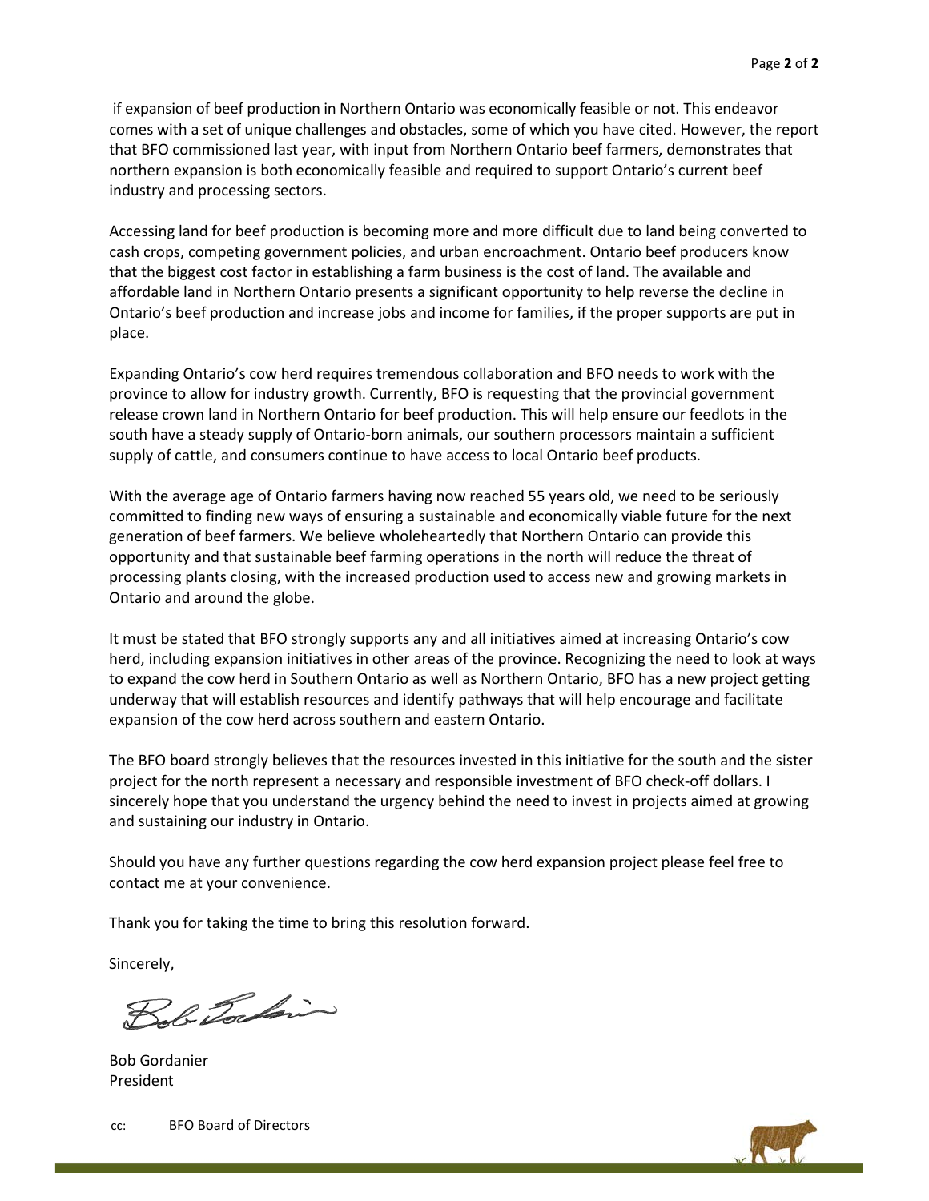if expansion of beef production in Northern Ontario was economically feasible or not. This endeavor comes with a set of unique challenges and obstacles, some of which you have cited. However, the report that BFO commissioned last year, with input from Northern Ontario beef farmers, demonstrates that northern expansion is both economically feasible and required to support Ontario's current beef industry and processing sectors.

Accessing land for beef production is becoming more and more difficult due to land being converted to cash crops, competing government policies, and urban encroachment. Ontario beef producers know that the biggest cost factor in establishing a farm business is the cost of land. The available and affordable land in Northern Ontario presents a significant opportunity to help reverse the decline in Ontario's beef production and increase jobs and income for families, if the proper supports are put in place.

Expanding Ontario's cow herd requires tremendous collaboration and BFO needs to work with the province to allow for industry growth. Currently, BFO is requesting that the provincial government release crown land in Northern Ontario for beef production. This will help ensure our feedlots in the south have a steady supply of Ontario-born animals, our southern processors maintain a sufficient supply of cattle, and consumers continue to have access to local Ontario beef products.

With the average age of Ontario farmers having now reached 55 years old, we need to be seriously committed to finding new ways of ensuring a sustainable and economically viable future for the next generation of beef farmers. We believe wholeheartedly that Northern Ontario can provide this opportunity and that sustainable beef farming operations in the north will reduce the threat of processing plants closing, with the increased production used to access new and growing markets in Ontario and around the globe.

It must be stated that BFO strongly supports any and all initiatives aimed at increasing Ontario's cow herd, including expansion initiatives in other areas of the province. Recognizing the need to look at ways to expand the cow herd in Southern Ontario as well as Northern Ontario, BFO has a new project getting underway that will establish resources and identify pathways that will help encourage and facilitate expansion of the cow herd across southern and eastern Ontario.

The BFO board strongly believes that the resources invested in this initiative for the south and the sister project for the north represent a necessary and responsible investment of BFO check-off dollars. I sincerely hope that you understand the urgency behind the need to invest in projects aimed at growing and sustaining our industry in Ontario.

Should you have any further questions regarding the cow herd expansion project please feel free to contact me at your convenience.

Thank you for taking the time to bring this resolution forward.

Sincerely,

Bob Gordanier
President

cc: BFO Board of Directors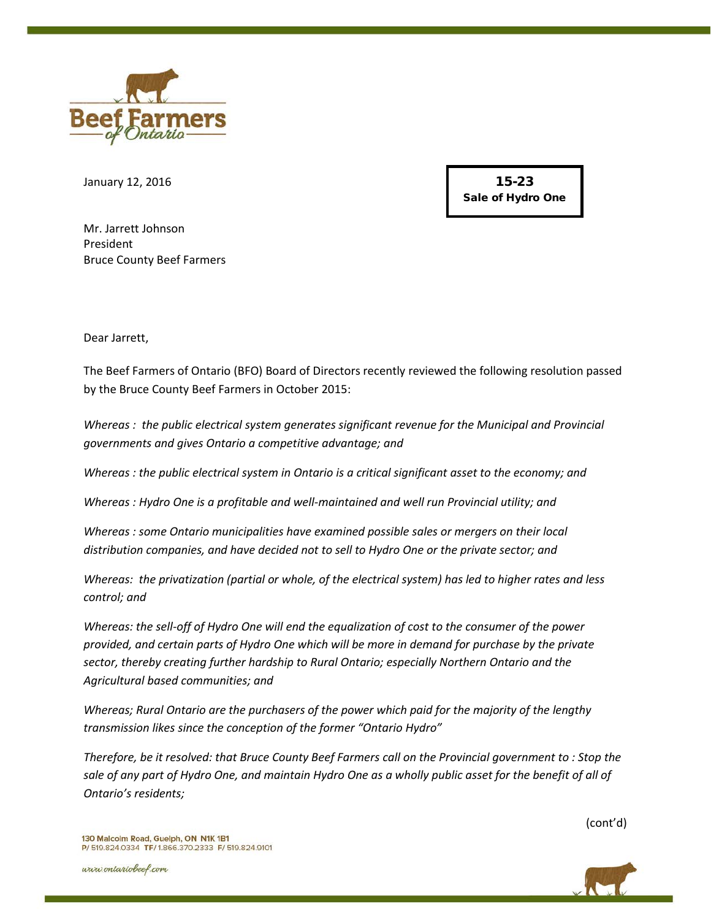January 12, 2016

**15-23**
**Sale of Hydro One**

Mr. Jarrett Johnson
President
Bruce County Beef Farmers

Dear Jarrett,

The Beef Farmers of Ontario (BFO) Board of Directors recently reviewed the following resolution passed by the Bruce County Beef Farmers in October 2015:

*Whereas : the public electrical system generates significant revenue for the Municipal and Provincial governments and gives Ontario a competitive advantage; and*

*Whereas : the public electrical system in Ontario is a critical significant asset to the economy; and*

*Whereas : Hydro One is a profitable and well-maintained and well run Provincial utility; and*

*Whereas : some Ontario municipalities have examined possible sales or mergers on their local distribution companies, and have decided not to sell to Hydro One or the private sector; and*

*Whereas: the privatization (partial or whole, of the electrical system) has led to higher rates and less control; and*

*Whereas: the sell-off of Hydro One will end the equalization of cost to the consumer of the power provided, and certain parts of Hydro One which will be more in demand for purchase by the private sector, thereby creating further hardship to Rural Ontario; especially Northern Ontario and the Agricultural based communities; and*

*Whereas; Rural Ontario are the purchasers of the power which paid for the majority of the lengthy transmission likes since the conception of the former "Ontario Hydro"*

*Therefore, be it resolved: that Bruce County Beef Farmers call on the Provincial government to : Stop the sale of any part of Hydro One, and maintain Hydro One as a wholly public asset for the benefit of all of Ontario's residents;*

(cont'd)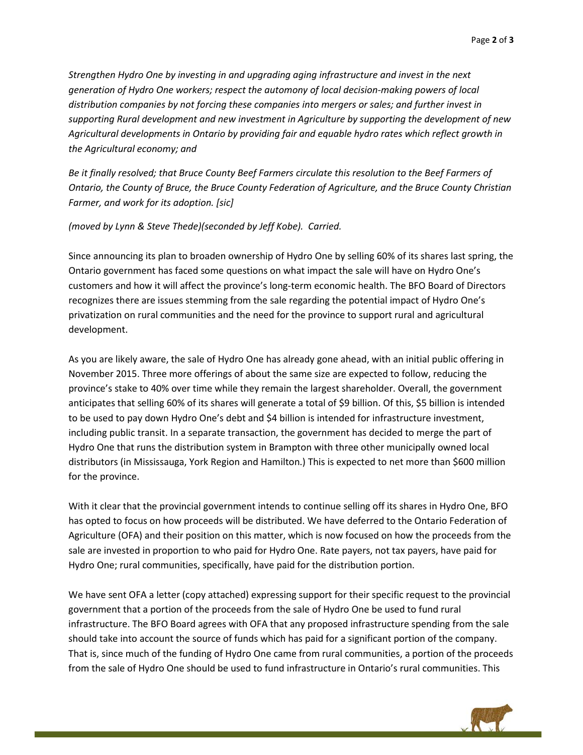*Strengthen Hydro One by investing in and upgrading aging infrastructure and invest in the next generation of Hydro One workers; respect the automony of local decision-making powers of local distribution companies by not forcing these companies into mergers or sales; and further invest in supporting Rural development and new investment in Agriculture by supporting the development of new Agricultural developments in Ontario by providing fair and equable hydro rates which reflect growth in the Agricultural economy; and*

*Be it finally resolved; that Bruce County Beef Farmers circulate this resolution to the Beef Farmers of Ontario, the County of Bruce, the Bruce County Federation of Agriculture, and the Bruce County Christian Farmer, and work for its adoption. [sic]*

*(moved by Lynn & Steve Thede)(seconded by Jeff Kobe). Carried.*

Since announcing its plan to broaden ownership of Hydro One by selling 60% of its shares last spring, the Ontario government has faced some questions on what impact the sale will have on Hydro One's customers and how it will affect the province's long-term economic health. The BFO Board of Directors recognizes there are issues stemming from the sale regarding the potential impact of Hydro One's privatization on rural communities and the need for the province to support rural and agricultural development.

As you are likely aware, the sale of Hydro One has already gone ahead, with an initial public offering in November 2015. Three more offerings of about the same size are expected to follow, reducing the province's stake to 40% over time while they remain the largest shareholder. Overall, the government anticipates that selling 60% of its shares will generate a total of $9 billion. Of this, $5 billion is intended to be used to pay down Hydro One's debt and $4 billion is intended for infrastructure investment, including public transit. In a separate transaction, the government has decided to merge the part of Hydro One that runs the distribution system in Brampton with three other municipally owned local distributors (in Mississauga, York Region and Hamilton.) This is expected to net more than $600 million for the province.

With it clear that the provincial government intends to continue selling off its shares in Hydro One, BFO has opted to focus on how proceeds will be distributed. We have deferred to the Ontario Federation of Agriculture (OFA) and their position on this matter, which is now focused on how the proceeds from the sale are invested in proportion to who paid for Hydro One. Rate payers, not tax payers, have paid for Hydro One; rural communities, specifically, have paid for the distribution portion.

We have sent OFA a letter (copy attached) expressing support for their specific request to the provincial government that a portion of the proceeds from the sale of Hydro One be used to fund rural infrastructure. The BFO Board agrees with OFA that any proposed infrastructure spending from the sale should take into account the source of funds which has paid for a significant portion of the company. That is, since much of the funding of Hydro One came from rural communities, a portion of the proceeds from the sale of Hydro One should be used to fund infrastructure in Ontario's rural communities. This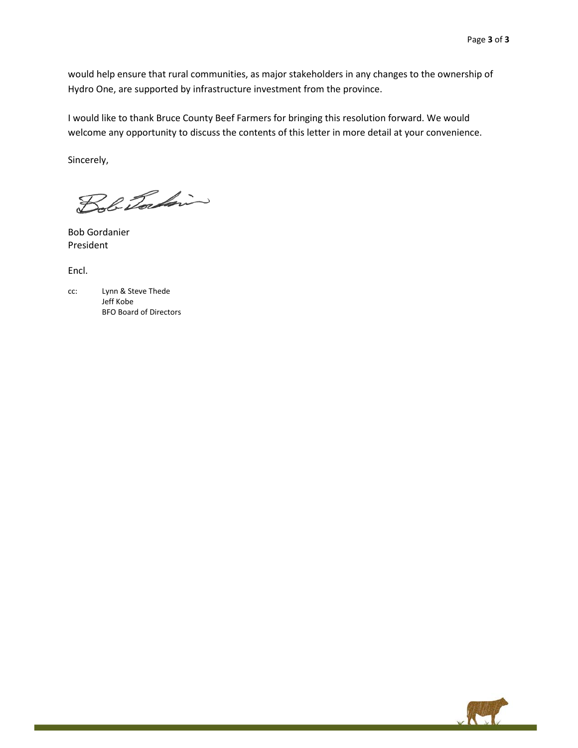would help ensure that rural communities, as major stakeholders in any changes to the ownership of Hydro One, are supported by infrastructure investment from the province.

I would like to thank Bruce County Beef Farmers for bringing this resolution forward. We would welcome any opportunity to discuss the contents of this letter in more detail at your convenience.

Sincerely,

Bob Gordanier
President

Encl.

cc: Lynn & Steve Thede
Jeff Kobe
BFO Board of Directors